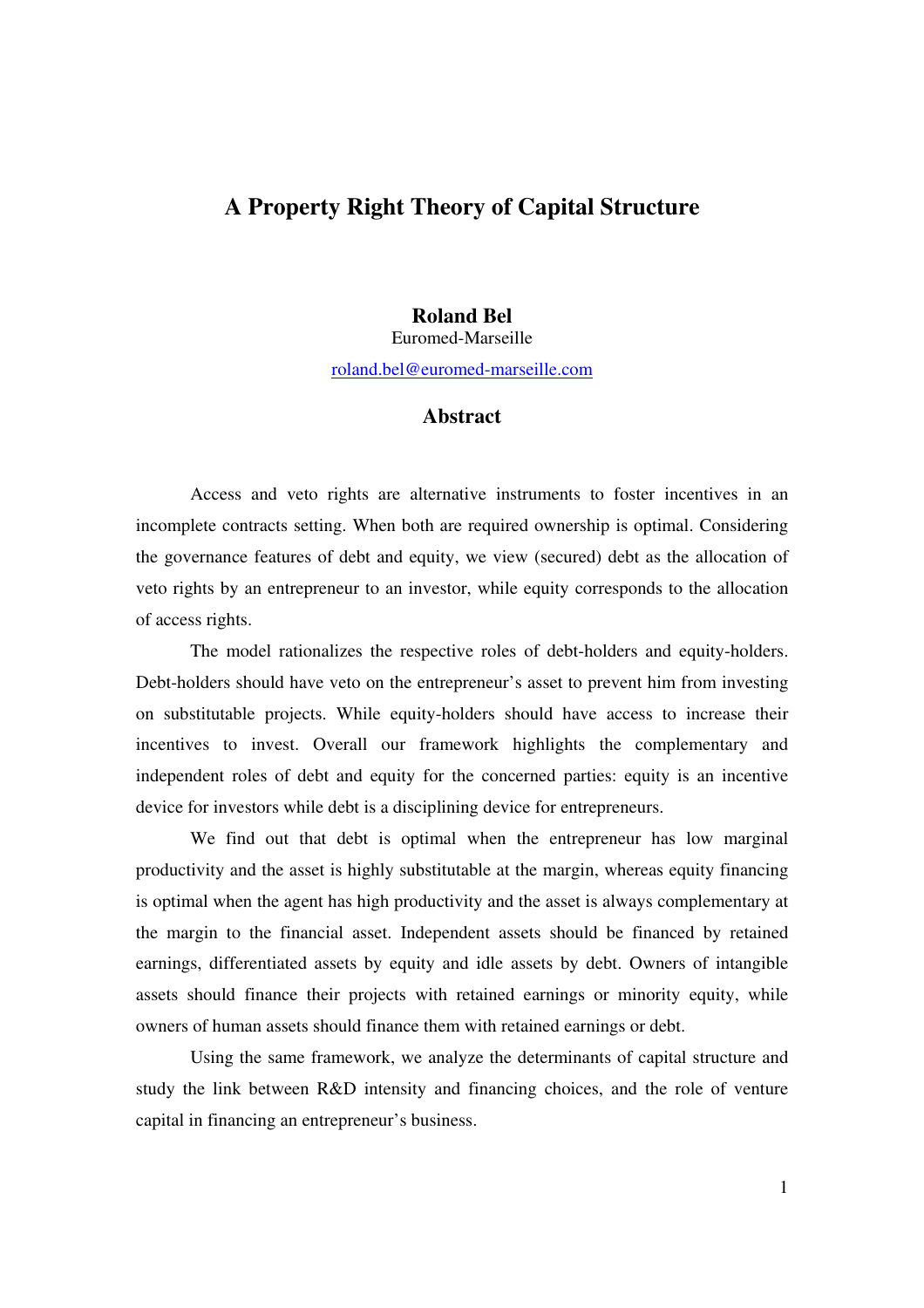# A Property Right Theory of Capital Structure

**Roland Bel**

Euromed-Marseille

roland.bel@euromed-marseille.com

## Abstract

Access and veto rights are alternative instruments to foster incentives in an incomplete contracts setting. When both are required ownership is optimal. Considering the governance features of debt and equity, we view (secured) debt as the allocation of veto rights by an entrepreneur to an investor, while equity corresponds to the allocation of access rights.

The model rationalizes the respective roles of debt-holders and equity-holders. Debt-holders should have veto on the entrepreneur's asset to prevent him from investing on substitutable projects. While equity-holders should have access to increase their incentives to invest. Overall our framework highlights the complementary and independent roles of debt and equity for the concerned parties: equity is an incentive device for investors while debt is a disciplining device for entrepreneurs.

We find out that debt is optimal when the entrepreneur has low marginal productivity and the asset is highly substitutable at the margin, whereas equity financing is optimal when the agent has high productivity and the asset is always complementary at the margin to the financial asset. Independent assets should be financed by retained earnings, differentiated assets by equity and idle assets by debt. Owners of intangible assets should finance their projects with retained earnings or minority equity, while owners of human assets should finance them with retained earnings or debt.

Using the same framework, we analyze the determinants of capital structure and study the link between R&D intensity and financing choices, and the role of venture capital in financing an entrepreneur's business.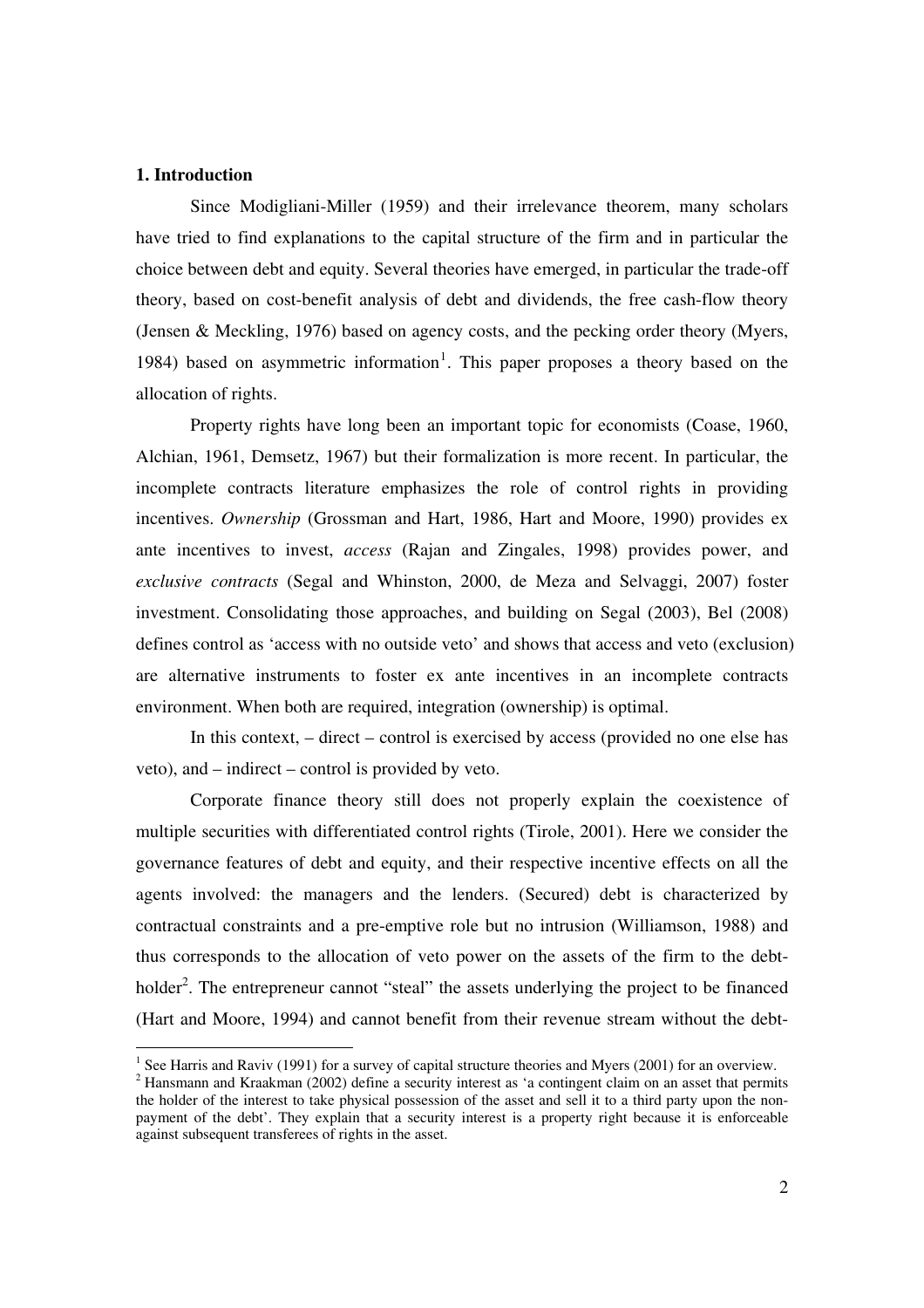## 1. Introduction

Since Modigliani-Miller (1959) and their irrelevance theorem, many scholars have tried to find explanations to the capital structure of the firm and in particular the choice between debt and equity. Several theories have emerged, in particular the trade-off theory, based on cost-benefit analysis of debt and dividends, the free cash-flow theory (Jensen & Meckling, 1976) based on agency costs, and the pecking order theory (Myers, 1984) based on asymmetric information[1]. This paper proposes a theory based on the allocation of rights.

Property rights have long been an important topic for economists (Coase, 1960, Alchian, 1961, Demsetz, 1967) but their formalization is more recent. In particular, the incomplete contracts literature emphasizes the role of control rights in providing incentives. *Ownership* (Grossman and Hart, 1986, Hart and Moore, 1990) provides ex ante incentives to invest, *access* (Rajan and Zingales, 1998) provides power, and *exclusive contracts* (Segal and Whinston, 2000, de Meza and Selvaggi, 2007) foster investment. Consolidating those approaches, and building on Segal (2003), Bel (2008) defines control as 'access with no outside veto' and shows that access and veto (exclusion) are alternative instruments to foster ex ante incentives in an incomplete contracts environment. When both are required, integration (ownership) is optimal.

In this context, – direct – control is exercised by access (provided no one else has veto), and – indirect – control is provided by veto.

Corporate finance theory still does not properly explain the coexistence of multiple securities with differentiated control rights (Tirole, 2001). Here we consider the governance features of debt and equity, and their respective incentive effects on all the agents involved: the managers and the lenders. (Secured) debt is characterized by contractual constraints and a pre-emptive role but no intrusion (Williamson, 1988) and thus corresponds to the allocation of veto power on the assets of the firm to the debt-holder[2]. The entrepreneur cannot "steal" the assets underlying the project to be financed (Hart and Moore, 1994) and cannot benefit from their revenue stream without the debt-

---

[1] See Harris and Raviv (1991) for a survey of capital structure theories and Myers (2001) for an overview.

[2] Hansmann and Kraakman (2002) define a security interest as 'a contingent claim on an asset that permits the holder of the interest to take physical possession of the asset and sell it to a third party upon the non-payment of the debt'. They explain that a security interest is a property right because it is enforceable against subsequent transferees of rights in the asset.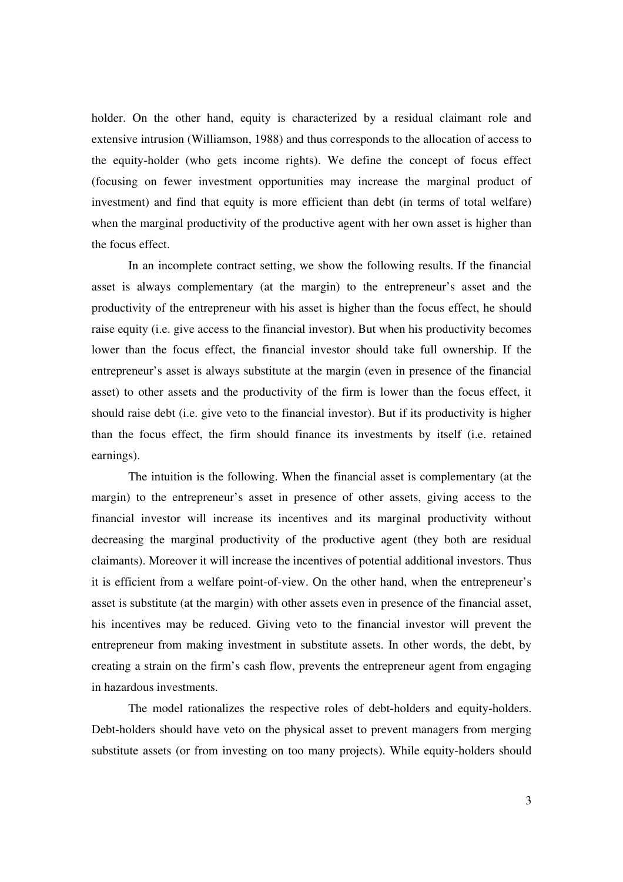holder. On the other hand, equity is characterized by a residual claimant role and extensive intrusion (Williamson, 1988) and thus corresponds to the allocation of access to the equity-holder (who gets income rights). We define the concept of focus effect (focusing on fewer investment opportunities may increase the marginal product of investment) and find that equity is more efficient than debt (in terms of total welfare) when the marginal productivity of the productive agent with her own asset is higher than the focus effect.

In an incomplete contract setting, we show the following results. If the financial asset is always complementary (at the margin) to the entrepreneur's asset and the productivity of the entrepreneur with his asset is higher than the focus effect, he should raise equity (i.e. give access to the financial investor). But when his productivity becomes lower than the focus effect, the financial investor should take full ownership. If the entrepreneur's asset is always substitute at the margin (even in presence of the financial asset) to other assets and the productivity of the firm is lower than the focus effect, it should raise debt (i.e. give veto to the financial investor). But if its productivity is higher than the focus effect, the firm should finance its investments by itself (i.e. retained earnings).

The intuition is the following. When the financial asset is complementary (at the margin) to the entrepreneur's asset in presence of other assets, giving access to the financial investor will increase its incentives and its marginal productivity without decreasing the marginal productivity of the productive agent (they both are residual claimants). Moreover it will increase the incentives of potential additional investors. Thus it is efficient from a welfare point-of-view. On the other hand, when the entrepreneur's asset is substitute (at the margin) with other assets even in presence of the financial asset, his incentives may be reduced. Giving veto to the financial investor will prevent the entrepreneur from making investment in substitute assets. In other words, the debt, by creating a strain on the firm's cash flow, prevents the entrepreneur agent from engaging in hazardous investments.

The model rationalizes the respective roles of debt-holders and equity-holders. Debt-holders should have veto on the physical asset to prevent managers from merging substitute assets (or from investing on too many projects). While equity-holders should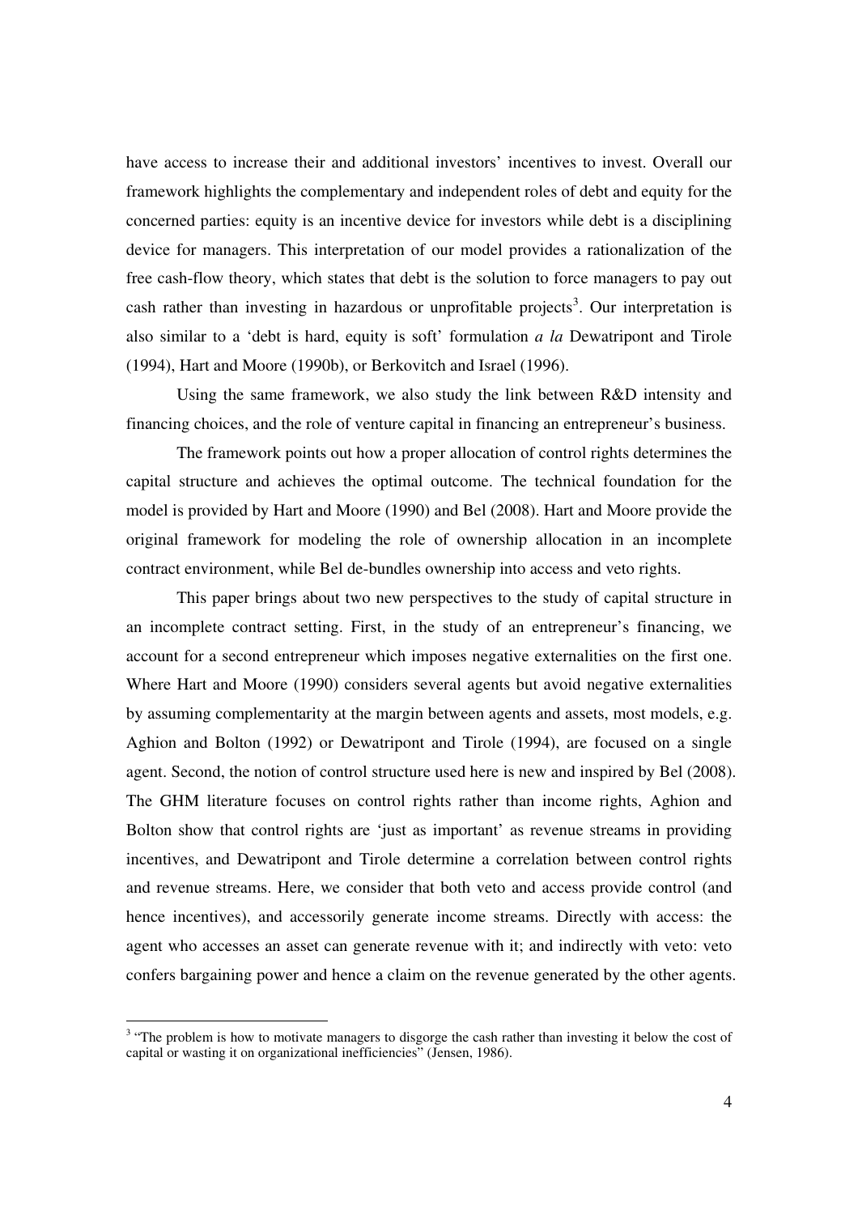have access to increase their and additional investors' incentives to invest. Overall our framework highlights the complementary and independent roles of debt and equity for the concerned parties: equity is an incentive device for investors while debt is a disciplining device for managers. This interpretation of our model provides a rationalization of the free cash-flow theory, which states that debt is the solution to force managers to pay out cash rather than investing in hazardous or unprofitable projects[3]. Our interpretation is also similar to a 'debt is hard, equity is soft' formulation *a la* Dewatripont and Tirole (1994), Hart and Moore (1990b), or Berkovitch and Israel (1996).

Using the same framework, we also study the link between R&D intensity and financing choices, and the role of venture capital in financing an entrepreneur's business.

The framework points out how a proper allocation of control rights determines the capital structure and achieves the optimal outcome. The technical foundation for the model is provided by Hart and Moore (1990) and Bel (2008). Hart and Moore provide the original framework for modeling the role of ownership allocation in an incomplete contract environment, while Bel de-bundles ownership into access and veto rights.

This paper brings about two new perspectives to the study of capital structure in an incomplete contract setting. First, in the study of an entrepreneur's financing, we account for a second entrepreneur which imposes negative externalities on the first one. Where Hart and Moore (1990) considers several agents but avoid negative externalities by assuming complementarity at the margin between agents and assets, most models, e.g. Aghion and Bolton (1992) or Dewatripont and Tirole (1994), are focused on a single agent. Second, the notion of control structure used here is new and inspired by Bel (2008). The GHM literature focuses on control rights rather than income rights, Aghion and Bolton show that control rights are 'just as important' as revenue streams in providing incentives, and Dewatripont and Tirole determine a correlation between control rights and revenue streams. Here, we consider that both veto and access provide control (and hence incentives), and accessorily generate income streams. Directly with access: the agent who accesses an asset can generate revenue with it; and indirectly with veto: veto confers bargaining power and hence a claim on the revenue generated by the other agents.

[3] "The problem is how to motivate managers to disgorge the cash rather than investing it below the cost of capital or wasting it on organizational inefficiencies" (Jensen, 1986).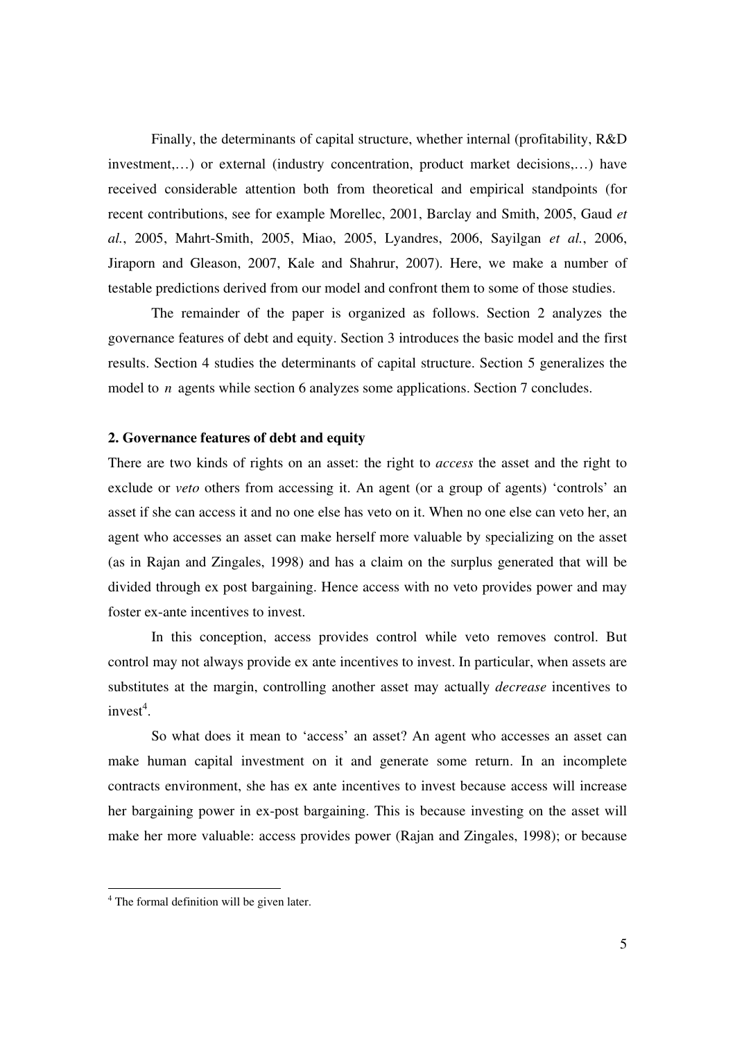Finally, the determinants of capital structure, whether internal (profitability, R&D investment,…) or external (industry concentration, product market decisions,…) have received considerable attention both from theoretical and empirical standpoints (for recent contributions, see for example Morellec, 2001, Barclay and Smith, 2005, Gaud *et al.*, 2005, Mahrt-Smith, 2005, Miao, 2005, Lyandres, 2006, Sayilgan *et al.*, 2006, Jiraporn and Gleason, 2007, Kale and Shahrur, 2007). Here, we make a number of testable predictions derived from our model and confront them to some of those studies.

The remainder of the paper is organized as follows. Section 2 analyzes the governance features of debt and equity. Section 3 introduces the basic model and the first results. Section 4 studies the determinants of capital structure. Section 5 generalizes the model to $n$ agents while section 6 analyzes some applications. Section 7 concludes.

## 2. Governance features of debt and equity

There are two kinds of rights on an asset: the right to *access* the asset and the right to exclude or *veto* others from accessing it. An agent (or a group of agents) 'controls' an asset if she can access it and no one else has veto on it. When no one else can veto her, an agent who accesses an asset can make herself more valuable by specializing on the asset (as in Rajan and Zingales, 1998) and has a claim on the surplus generated that will be divided through ex post bargaining. Hence access with no veto provides power and may foster ex-ante incentives to invest.

In this conception, access provides control while veto removes control. But control may not always provide ex ante incentives to invest. In particular, when assets are substitutes at the margin, controlling another asset may actually *decrease* incentives to invest[4].

So what does it mean to 'access' an asset? An agent who accesses an asset can make human capital investment on it and generate some return. In an incomplete contracts environment, she has ex ante incentives to invest because access will increase her bargaining power in ex-post bargaining. This is because investing on the asset will make her more valuable: access provides power (Rajan and Zingales, 1998); or because

[4] The formal definition will be given later.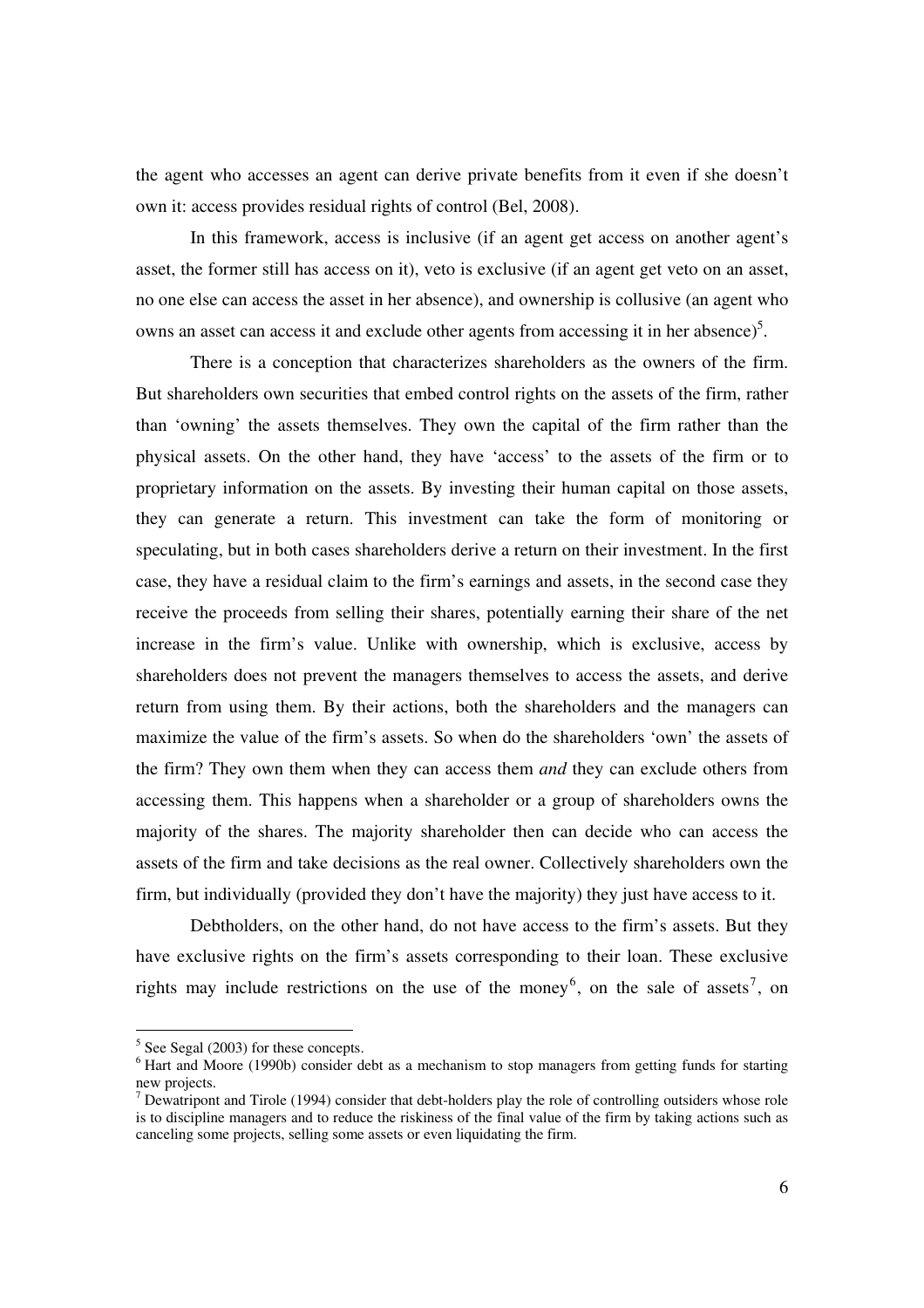the agent who accesses an agent can derive private benefits from it even if she doesn't own it: access provides residual rights of control (Bel, 2008).

In this framework, access is inclusive (if an agent get access on another agent's asset, the former still has access on it), veto is exclusive (if an agent get veto on an asset, no one else can access the asset in her absence), and ownership is collusive (an agent who owns an asset can access it and exclude other agents from accessing it in her absence)[5].

There is a conception that characterizes shareholders as the owners of the firm. But shareholders own securities that embed control rights on the assets of the firm, rather than 'owning' the assets themselves. They own the capital of the firm rather than the physical assets. On the other hand, they have 'access' to the assets of the firm or to proprietary information on the assets. By investing their human capital on those assets, they can generate a return. This investment can take the form of monitoring or speculating, but in both cases shareholders derive a return on their investment. In the first case, they have a residual claim to the firm's earnings and assets, in the second case they receive the proceeds from selling their shares, potentially earning their share of the net increase in the firm's value. Unlike with ownership, which is exclusive, access by shareholders does not prevent the managers themselves to access the assets, and derive return from using them. By their actions, both the shareholders and the managers can maximize the value of the firm's assets. So when do the shareholders 'own' the assets of the firm? They own them when they can access them *and* they can exclude others from accessing them. This happens when a shareholder or a group of shareholders owns the majority of the shares. The majority shareholder then can decide who can access the assets of the firm and take decisions as the real owner. Collectively shareholders own the firm, but individually (provided they don't have the majority) they just have access to it.

Debtholders, on the other hand, do not have access to the firm's assets. But they have exclusive rights on the firm's assets corresponding to their loan. These exclusive rights may include restrictions on the use of the money[6], on the sale of assets[7], on

---

[5] See Segal (2003) for these concepts.

[6] Hart and Moore (1990b) consider debt as a mechanism to stop managers from getting funds for starting new projects.

[7] Dewatripont and Tirole (1994) consider that debt-holders play the role of controlling outsiders whose role is to discipline managers and to reduce the riskiness of the final value of the firm by taking actions such as canceling some projects, selling some assets or even liquidating the firm.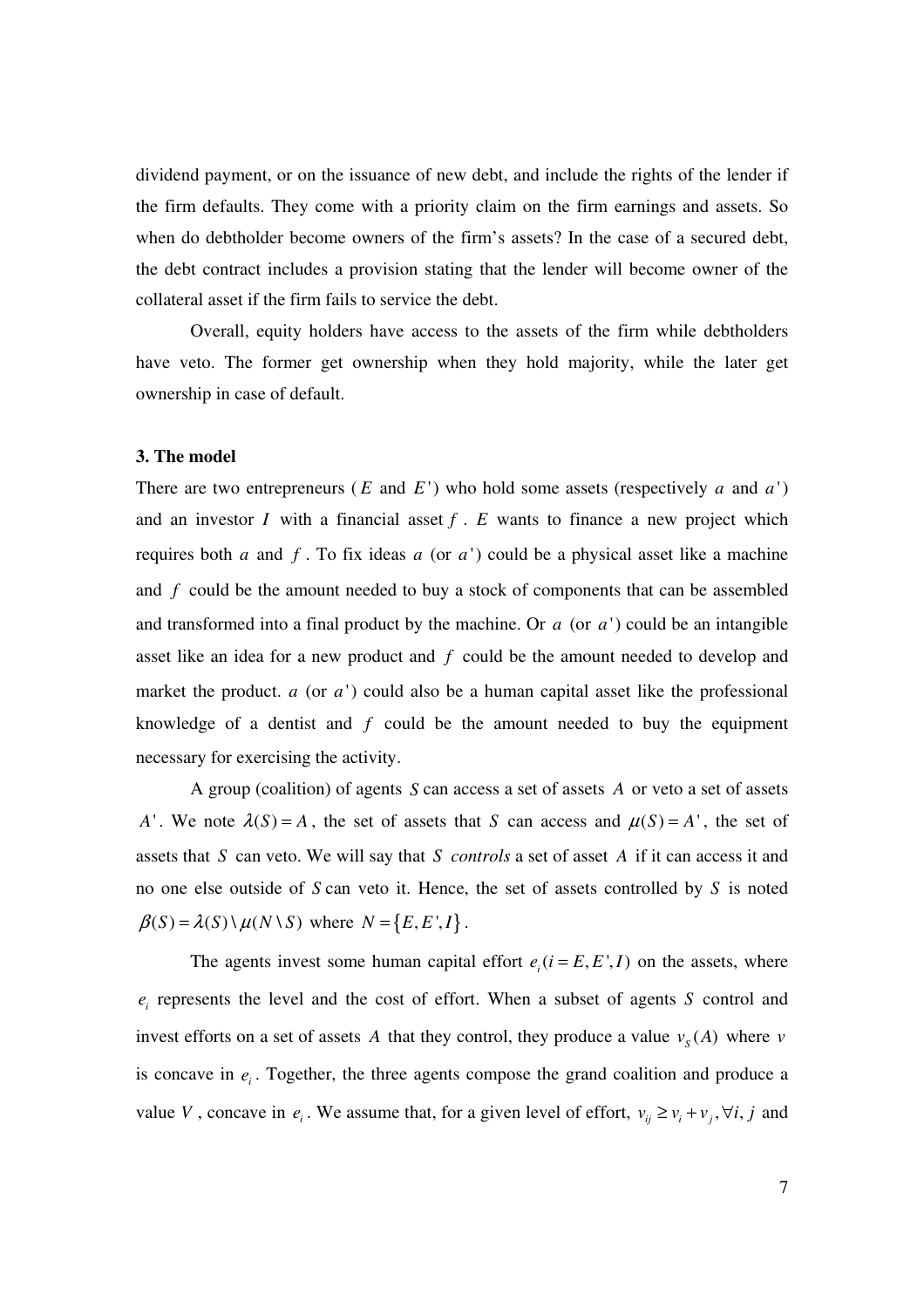dividend payment, or on the issuance of new debt, and include the rights of the lender if the firm defaults. They come with a priority claim on the firm earnings and assets. So when do debtholder become owners of the firm's assets? In the case of a secured debt, the debt contract includes a provision stating that the lender will become owner of the collateral asset if the firm fails to service the debt.

Overall, equity holders have access to the assets of the firm while debtholders have veto. The former get ownership when they hold majority, while the later get ownership in case of default.

### 3. The model

There are two entrepreneurs ($E$ and $E'$) who hold some assets (respectively $a$ and $a'$) and an investor $I$ with a financial asset $f$. $E$ wants to finance a new project which requires both $a$ and $f$. To fix ideas $a$ (or $a'$) could be a physical asset like a machine and $f$ could be the amount needed to buy a stock of components that can be assembled and transformed into a final product by the machine. Or $a$ (or $a'$) could be an intangible asset like an idea for a new product and $f$ could be the amount needed to develop and market the product. $a$ (or $a'$) could also be a human capital asset like the professional knowledge of a dentist and $f$ could be the amount needed to buy the equipment necessary for exercising the activity.

A group (coalition) of agents $S$ can access a set of assets $A$ or veto a set of assets $A'$. We note $\lambda(S) = A$, the set of assets that $S$ can access and $\mu(S) = A'$, the set of assets that $S$ can veto. We will say that $S$ *controls* a set of asset $A$ if it can access it and no one else outside of $S$ can veto it. Hence, the set of assets controlled by $S$ is noted $\beta(S) = \lambda(S) \setminus \mu(N \setminus S)$ where $N = \{E, E', I\}$.

The agents invest some human capital effort $e_i (i = E, E', I)$ on the assets, where $e_i$ represents the level and the cost of effort. When a subset of agents $S$ control and invest efforts on a set of assets $A$ that they control, they produce a value $v_S(A)$ where $v$ is concave in $e_i$. Together, the three agents compose the grand coalition and produce a value $V$, concave in $e_i$. We assume that, for a given level of effort, $v_{ij} \geq v_i + v_j, \forall i, j$ and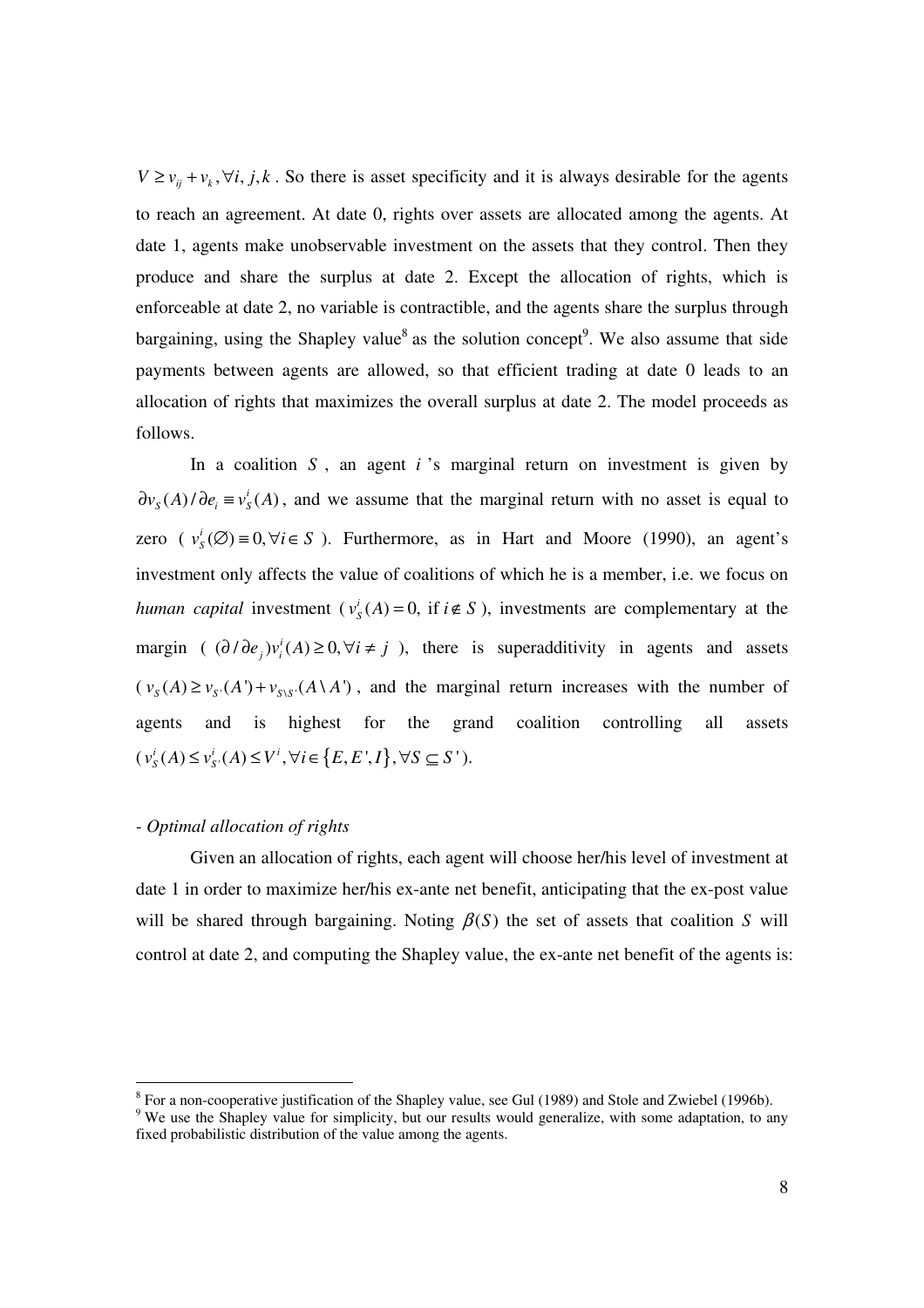$V \geq v_{ij} + v_k, \forall i, j, k$. So there is asset specificity and it is always desirable for the agents to reach an agreement. At date 0, rights over assets are allocated among the agents. At date 1, agents make unobservable investment on the assets that they control. Then they produce and share the surplus at date 2. Except the allocation of rights, which is enforceable at date 2, no variable is contractible, and the agents share the surplus through bargaining, using the Shapley value[8] as the solution concept[9]. We also assume that side payments between agents are allowed, so that efficient trading at date 0 leads to an allocation of rights that maximizes the overall surplus at date 2. The model proceeds as follows.

In a coalition $S$, an agent $i$'s marginal return on investment is given by $\partial v_S(A)/\partial e_i \equiv v_S^i(A)$, and we assume that the marginal return with no asset is equal to zero ( $v_S^i(\varnothing) \equiv 0, \forall i \in S$ ). Furthermore, as in Hart and Moore (1990), an agent's investment only affects the value of coalitions of which he is a member, i.e. we focus on *human capital* investment ( $v_S^i(A) = 0$, if $i \notin S$ ), investments are complementary at the margin ( $(\partial / \partial e_j) v_i^i(A) \geq 0, \forall i \neq j$ ), there is superadditivity in agents and assets ( $v_S(A) \geq v_{S'}(A') + v_{S \setminus S'}(A \setminus A')$ ), and the marginal return increases with the number of agents and is highest for the grand coalition controlling all assets ( $v_S^i(A) \leq v_{S'}^i(A) \leq V^i, \forall i \in \{E, E', I\}, \forall S \subseteq S'$ ).

*- Optimal allocation of rights*

Given an allocation of rights, each agent will choose her/his level of investment at date 1 in order to maximize her/his ex-ante net benefit, anticipating that the ex-post value will be shared through bargaining. Noting $\beta(S)$ the set of assets that coalition $S$ will control at date 2, and computing the Shapley value, the ex-ante net benefit of the agents is:

---

[8] For a non-cooperative justification of the Shapley value, see Gul (1989) and Stole and Zwiebel (1996b).

[9] We use the Shapley value for simplicity, but our results would generalize, with some adaptation, to any fixed probabilistic distribution of the value among the agents.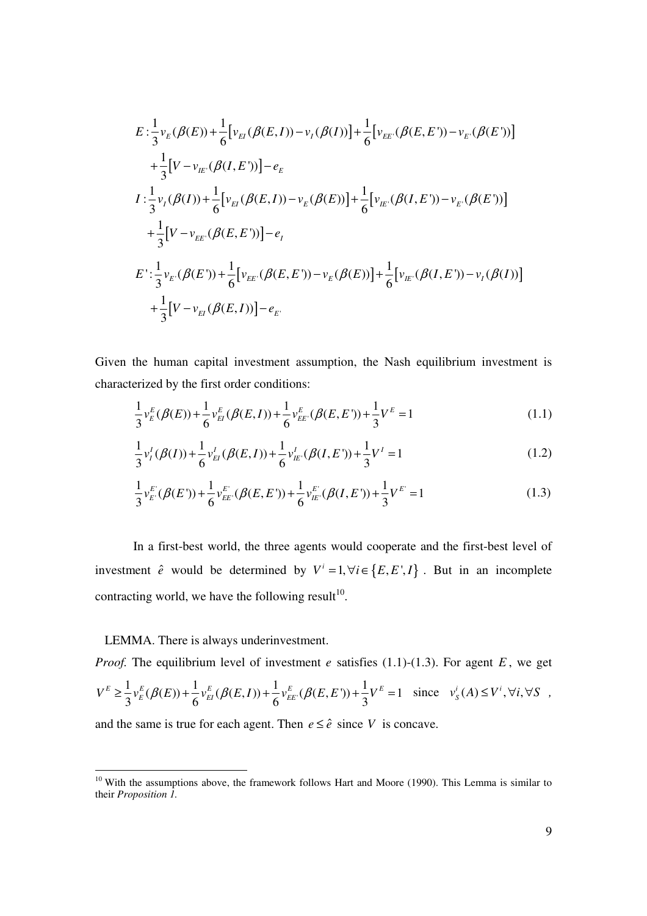$$
\begin{aligned}
E: & \frac{1}{3} v_E(\beta(E)) + \frac{1}{6}\left[v_{EI}(\beta(E,I)) - v_I(\beta(I))\right] + \frac{1}{6}\left[v_{EE'}(\beta(E,E')) - v_{E'}(\beta(E'))\right] \\
& + \frac{1}{3}\left[V - v_{IE'}(\beta(I,E'))\right] - e_E \\
I: & \frac{1}{3} v_I(\beta(I)) + \frac{1}{6}\left[v_{EI}(\beta(E,I)) - v_E(\beta(E))\right] + \frac{1}{6}\left[v_{IE'}(\beta(I,E')) - v_{E'}(\beta(E'))\right] \\
& + \frac{1}{3}\left[V - v_{EE'}(\beta(E,E'))\right] - e_I \\
E': & \frac{1}{3} v_{E'}(\beta(E')) + \frac{1}{6}\left[v_{EE'}(\beta(E,E')) - v_E(\beta(E))\right] + \frac{1}{6}\left[v_{IE'}(\beta(I,E')) - v_I(\beta(I))\right] \\
& + \frac{1}{3}\left[V - v_{EI}(\beta(E,I))\right] - e_{E'}
\end{aligned}
$$

Given the human capital investment assumption, the Nash equilibrium investment is characterized by the first order conditions:

$$
\frac{1}{3} v_E^E(\beta(E)) + \frac{1}{6} v_{EI}^E(\beta(E,I)) + \frac{1}{6} v_{EE'}^E(\beta(E,E')) + \frac{1}{3} V^E = 1 \tag{1.1}
$$

$$
\frac{1}{3} v_I^I(\beta(I)) + \frac{1}{6} v_{EI}^I(\beta(E,I)) + \frac{1}{6} v_{IE'}^I(\beta(I,E')) + \frac{1}{3} V^I = 1 \tag{1.2}
$$

$$
\frac{1}{3} v_{E'}^{E'}(\beta(E')) + \frac{1}{6} v_{EE'}^{E'}(\beta(E,E')) + \frac{1}{6} v_{IE'}^{E'}(\beta(I,E')) + \frac{1}{3} V^{E'} = 1 \tag{1.3}
$$

In a first-best world, the three agents would cooperate and the first-best level of investment $\hat{e}$ would be determined by $V^i = 1, \forall i \in \{E, E', I\}$. But in an incomplete contracting world, we have the following result[10].

LEMMA. There is always underinvestment.

*Proof.* The equilibrium level of investment $e$ satisfies (1.1)-(1.3). For agent $E$, we get $V^E \geq \frac{1}{3} v_E^E(\beta(E)) + \frac{1}{6} v_{EI}^E(\beta(E,I)) + \frac{1}{6} v_{EE'}^E(\beta(E,E')) + \frac{1}{3} V^E = 1$ since $v_S^i(A) \leq V^i, \forall i, \forall S$, and the same is true for each agent. Then $e \leq \hat{e}$ since $V$ is concave.

[10] With the assumptions above, the framework follows Hart and Moore (1990). This Lemma is similar to their *Proposition 1*.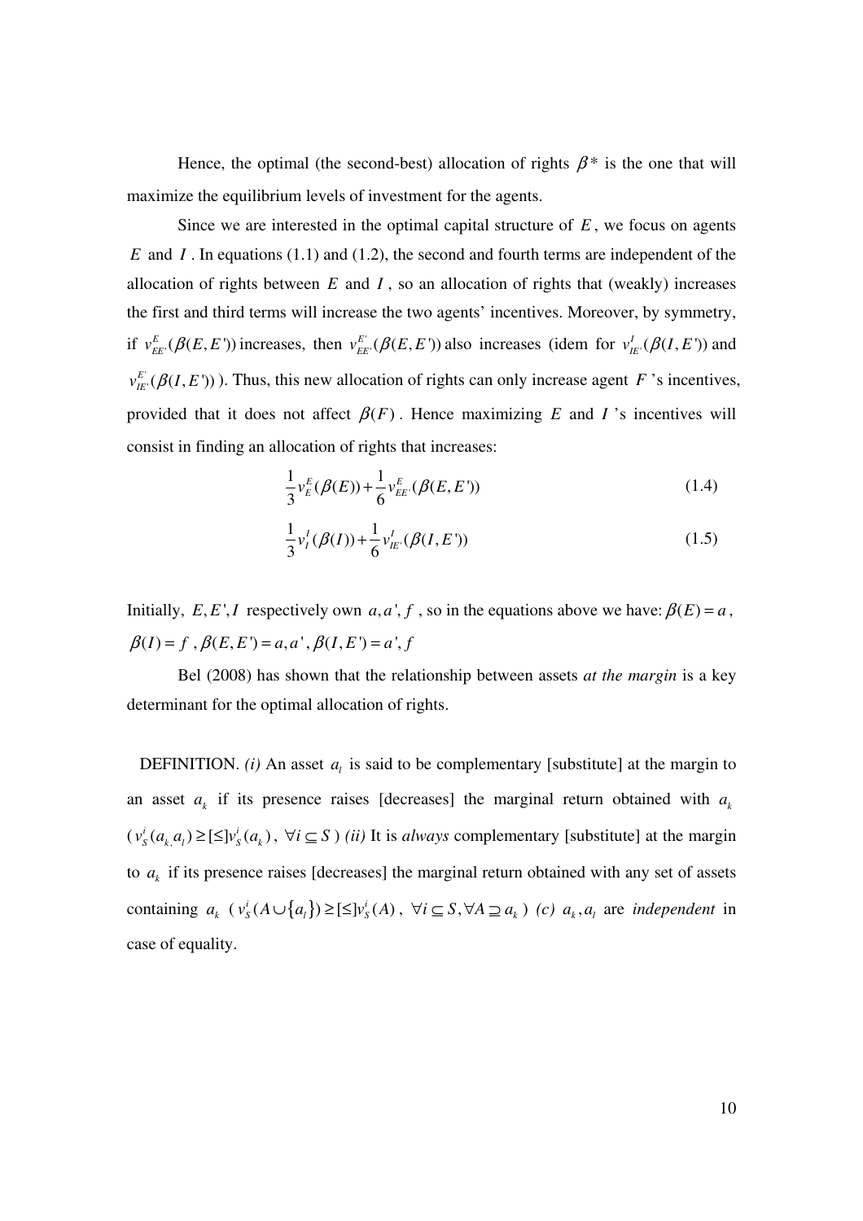Hence, the optimal (the second-best) allocation of rights $\beta^*$ is the one that will maximize the equilibrium levels of investment for the agents.

Since we are interested in the optimal capital structure of $E$, we focus on agents $E$ and $I$. In equations (1.1) and (1.2), the second and fourth terms are independent of the allocation of rights between $E$ and $I$, so an allocation of rights that (weakly) increases the first and third terms will increase the two agents' incentives. Moreover, by symmetry, if $v_{EE'}^{E}(\beta(E,E'))$ increases, then $v_{EE'}^{E'}(\beta(E,E'))$ also increases (idem for $v_{IE'}^{I}(\beta(I,E'))$ and $v_{IE'}^{E'}(\beta(I,E'))$). Thus, this new allocation of rights can only increase agent $F$'s incentives, provided that it does not affect $\beta(F)$. Hence maximizing $E$ and $I$'s incentives will consist in finding an allocation of rights that increases:

$$\frac{1}{3}v_{E}^{E}(\beta(E))+\frac{1}{6}v_{EE'}^{E}(\beta(E,E')) \tag{1.4}$$

$$\frac{1}{3}v_{I}^{I}(\beta(I))+\frac{1}{6}v_{IE'}^{I}(\beta(I,E')) \tag{1.5}$$

Initially, $E,E',I$ respectively own $a,a',f$, so in the equations above we have: $\beta(E)=a$, $\beta(I)=f$, $\beta(E,E')=a,a'$, $\beta(I,E')=a',f$

Bel (2008) has shown that the relationship between assets *at the margin* is a key determinant for the optimal allocation of rights.

DEFINITION. *(i)* An asset $a_l$ is said to be complementary [substitute] at the margin to an asset $a_k$ if its presence raises [decreases] the marginal return obtained with $a_k$ ($v_S^i(a_k,a_l)\geq[\leq]v_S^i(a_k)$, $\forall i\subseteq S$) *(ii)* It is *always* complementary [substitute] at the margin to $a_k$ if its presence raises [decreases] the marginal return obtained with any set of assets containing $a_k$ ($v_S^i(A\cup\{a_l\})\geq[\leq]v_S^i(A)$, $\forall i\subseteq S, \forall A\supseteq a_k$) *(c)* $a_k,a_l$ are *independent* in case of equality.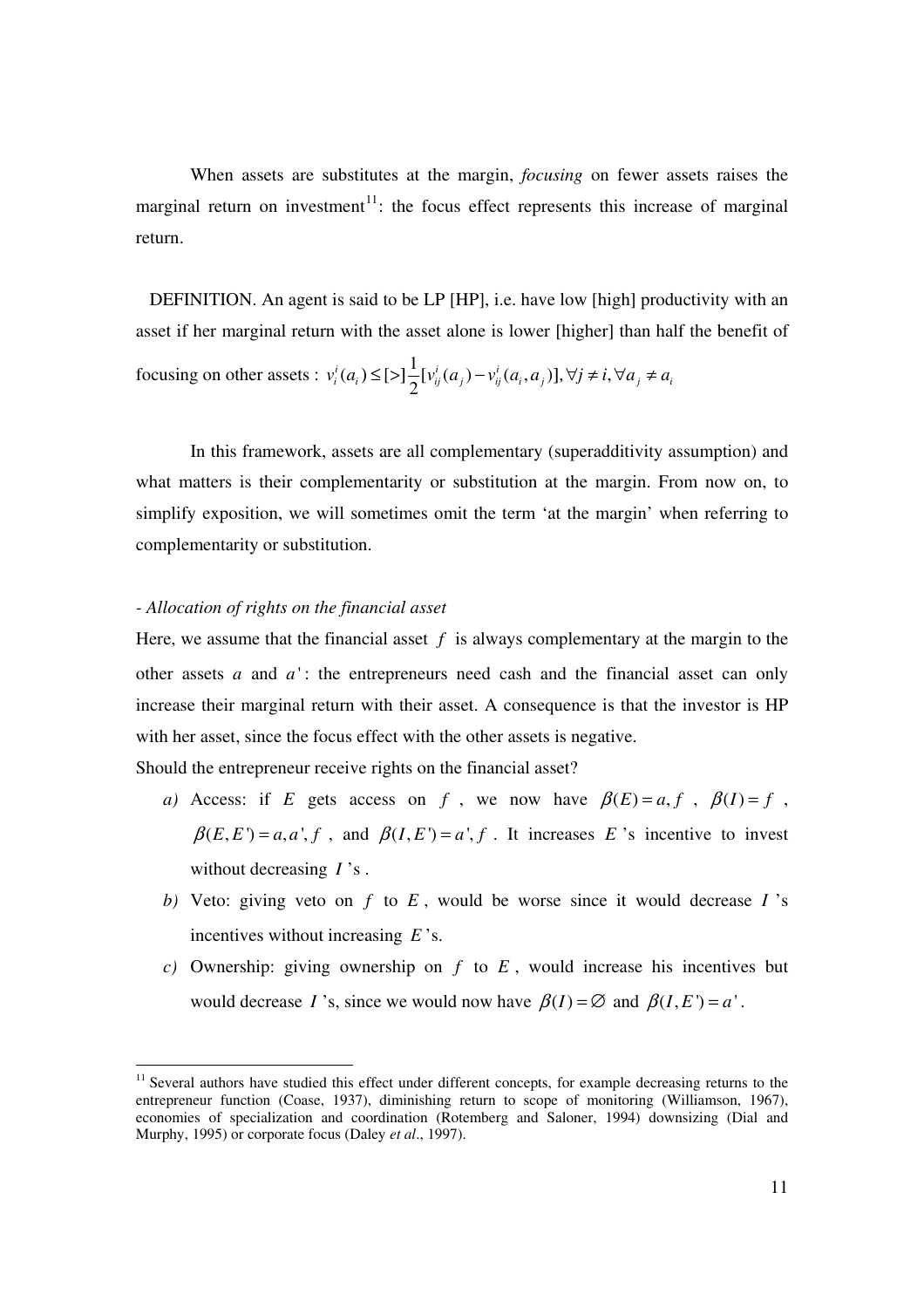When assets are substitutes at the margin, *focusing* on fewer assets raises the marginal return on investment[11]: the focus effect represents this increase of marginal return.

DEFINITION. An agent is said to be LP [HP], i.e. have low [high] productivity with an asset if her marginal return with the asset alone is lower [higher] than half the benefit of focusing on other assets : $v_i^i(a_i) \leq [>] \frac{1}{2}[v_{ij}^i(a_j) - v_{ij}^i(a_i, a_j)], \forall j \neq i, \forall a_j \neq a_i$

In this framework, assets are all complementary (superadditivity assumption) and what matters is their complementarity or substitution at the margin. From now on, to simplify exposition, we will sometimes omit the term 'at the margin' when referring to complementarity or substitution.

*- Allocation of rights on the financial asset*

Here, we assume that the financial asset $f$ is always complementary at the margin to the other assets $a$ and $a'$: the entrepreneurs need cash and the financial asset can only increase their marginal return with their asset. A consequence is that the investor is HP with her asset, since the focus effect with the other assets is negative.

Should the entrepreneur receive rights on the financial asset?

*a)* Access: if $E$ gets access on $f$, we now have $\beta(E) = a, f$, $\beta(I) = f$, $\beta(E, E') = a, a', f$, and $\beta(I, E') = a', f$. It increases $E$'s incentive to invest without decreasing $I$'s.

*b)* Veto: giving veto on $f$ to $E$, would be worse since it would decrease $I$'s incentives without increasing $E$'s.

*c)* Ownership: giving ownership on $f$ to $E$, would increase his incentives but would decrease $I$'s, since we would now have $\beta(I) = \varnothing$ and $\beta(I, E') = a'$.

[11] Several authors have studied this effect under different concepts, for example decreasing returns to the entrepreneur function (Coase, 1937), diminishing return to scope of monitoring (Williamson, 1967), economies of specialization and coordination (Rotemberg and Saloner, 1994) downsizing (Dial and Murphy, 1995) or corporate focus (Daley *et al*., 1997).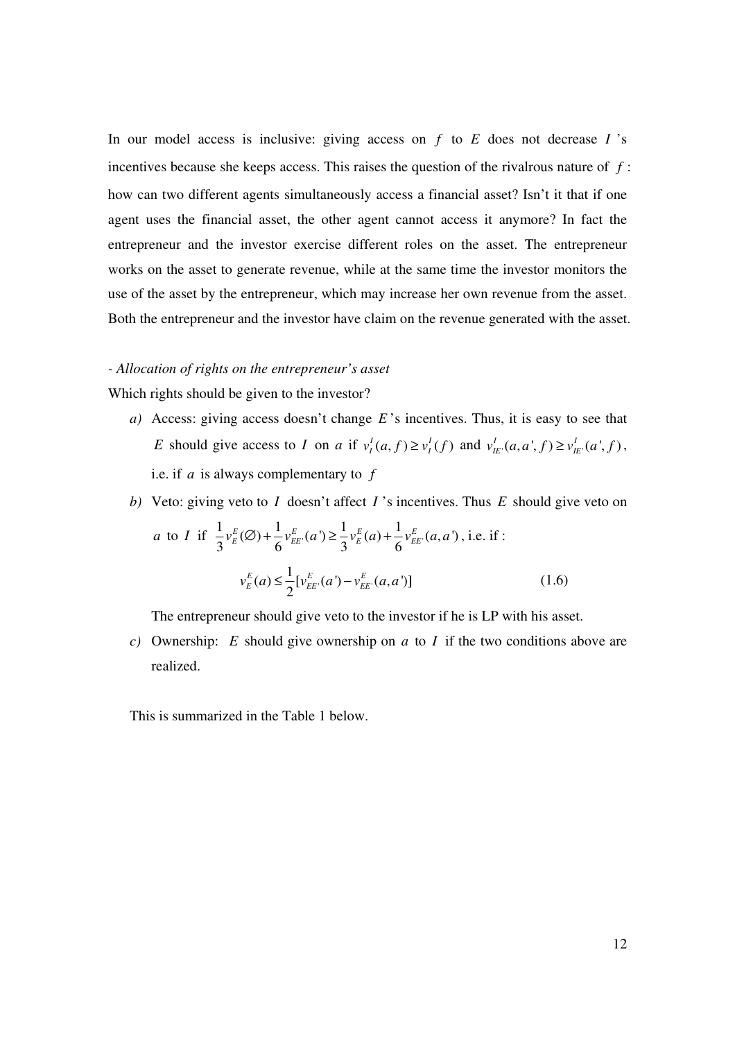In our model access is inclusive: giving access on $f$ to $E$ does not decrease $I$ 's incentives because she keeps access. This raises the question of the rivalrous nature of $f$ : how can two different agents simultaneously access a financial asset? Isn't it that if one agent uses the financial asset, the other agent cannot access it anymore? In fact the entrepreneur and the investor exercise different roles on the asset. The entrepreneur works on the asset to generate revenue, while at the same time the investor monitors the use of the asset by the entrepreneur, which may increase her own revenue from the asset. Both the entrepreneur and the investor have claim on the revenue generated with the asset.

- *Allocation of rights on the entrepreneur's asset*

Which rights should be given to the investor?

*a)* Access: giving access doesn't change $E$ 's incentives. Thus, it is easy to see that $E$ should give access to $I$ on $a$ if $v_I^I(a,f) \geq v_I^I(f)$ and $v_{IE'}^I(a,a',f) \geq v_{IE'}^I(a',f)$, i.e. if $a$ is always complementary to $f$

*b)* Veto: giving veto to $I$ doesn't affect $I$ 's incentives. Thus $E$ should give veto on $a$ to $I$ if $\frac{1}{3}v_E^E(\varnothing) + \frac{1}{6}v_{EE'}^E(a') \geq \frac{1}{3}v_E^E(a) + \frac{1}{6}v_{EE'}^E(a,a')$, i.e. if :

$$v_E^E(a) \leq \frac{1}{2}[v_{EE'}^E(a') - v_{EE'}^E(a,a')] \tag{1.6}$$

The entrepreneur should give veto to the investor if he is LP with his asset.

*c)* Ownership: $E$ should give ownership on $a$ to $I$ if the two conditions above are realized.

This is summarized in the Table 1 below.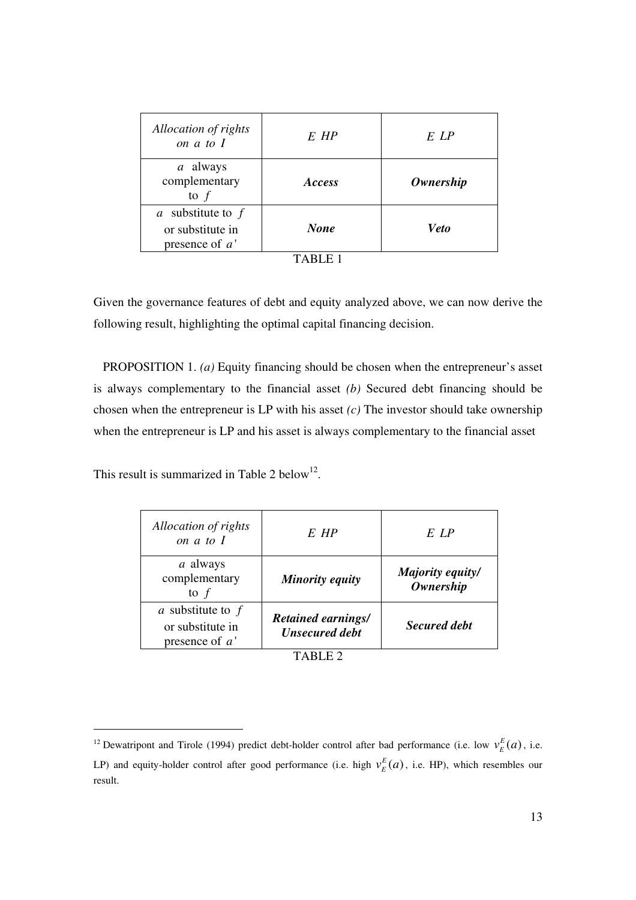| *Allocation of rights on $a$ to $I$* | *E HP* | *E LP* |
|---|---|---|
| $a$ always complementary to $f$ | ***Access*** | ***Ownership*** |
| $a$ substitute to $f$ or substitute in presence of $a'$ | ***None*** | ***Veto*** |

TABLE 1

Given the governance features of debt and equity analyzed above, we can now derive the following result, highlighting the optimal capital financing decision.

PROPOSITION 1. *(a)* Equity financing should be chosen when the entrepreneur's asset is always complementary to the financial asset *(b)* Secured debt financing should be chosen when the entrepreneur is LP with his asset *(c)* The investor should take ownership when the entrepreneur is LP and his asset is always complementary to the financial asset

This result is summarized in Table 2 below[12].

| *Allocation of rights on $a$ to $I$* | *E HP* | *E LP* |
|---|---|---|
| $a$ always complementary to $f$ | ***Minority equity*** | ***Majority equity/ Ownership*** |
| $a$ substitute to $f$ or substitute in presence of $a'$ | ***Retained earnings/ Unsecured debt*** | ***Secured debt*** |

TABLE 2

[12] Dewatripont and Tirole (1994) predict debt-holder control after bad performance (i.e. low $v_E^E(a)$, i.e. LP) and equity-holder control after good performance (i.e. high $v_E^E(a)$, i.e. HP), which resembles our result.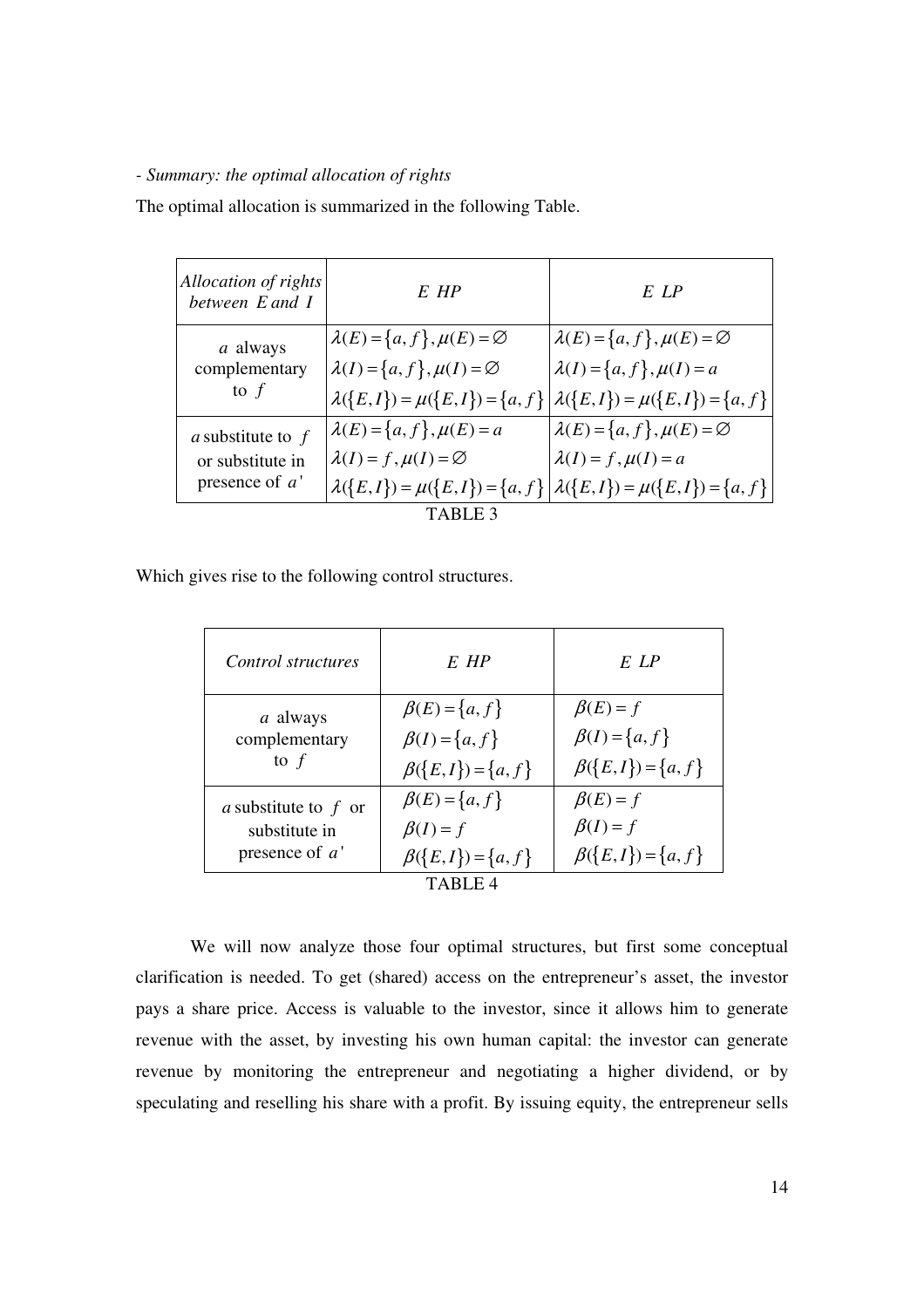- *Summary: the optimal allocation of rights*

The optimal allocation is summarized in the following Table.

| *Allocation of rights between E and I* | *E HP* | *E LP* |
|---|---|---|
| $a$ always complementary to $f$ | $\lambda(E)=\{a,f\},\mu(E)=\varnothing$ <br> $\lambda(I)=\{a,f\},\mu(I)=\varnothing$ <br> $\lambda(\{E,I\})=\mu(\{E,I\})=\{a,f\}$ | $\lambda(E)=\{a,f\},\mu(E)=\varnothing$ <br> $\lambda(I)=\{a,f\},\mu(I)=a$ <br> $\lambda(\{E,I\})=\mu(\{E,I\})=\{a,f\}$ |
| $a$ substitute to $f$ or substitute in presence of $a'$ | $\lambda(E)=\{a,f\},\mu(E)=a$ <br> $\lambda(I)=f,\mu(I)=\varnothing$ <br> $\lambda(\{E,I\})=\mu(\{E,I\})=\{a,f\}$ | $\lambda(E)=\{a,f\},\mu(E)=\varnothing$ <br> $\lambda(I)=f,\mu(I)=a$ <br> $\lambda(\{E,I\})=\mu(\{E,I\})=\{a,f\}$ |

TABLE 3

Which gives rise to the following control structures.

| *Control structures* | *E HP* | *E LP* |
|---|---|---|
| $a$ always complementary to $f$ | $\beta(E)=\{a,f\}$ <br> $\beta(I)=\{a,f\}$ <br> $\beta(\{E,I\})=\{a,f\}$ | $\beta(E)=f$ <br> $\beta(I)=\{a,f\}$ <br> $\beta(\{E,I\})=\{a,f\}$ |
| $a$ substitute to $f$ or substitute in presence of $a'$ | $\beta(E)=\{a,f\}$ <br> $\beta(I)=f$ <br> $\beta(\{E,I\})=\{a,f\}$ | $\beta(E)=f$ <br> $\beta(I)=f$ <br> $\beta(\{E,I\})=\{a,f\}$ |

TABLE 4

We will now analyze those four optimal structures, but first some conceptual clarification is needed. To get (shared) access on the entrepreneur's asset, the investor pays a share price. Access is valuable to the investor, since it allows him to generate revenue with the asset, by investing his own human capital: the investor can generate revenue by monitoring the entrepreneur and negotiating a higher dividend, or by speculating and reselling his share with a profit. By issuing equity, the entrepreneur sells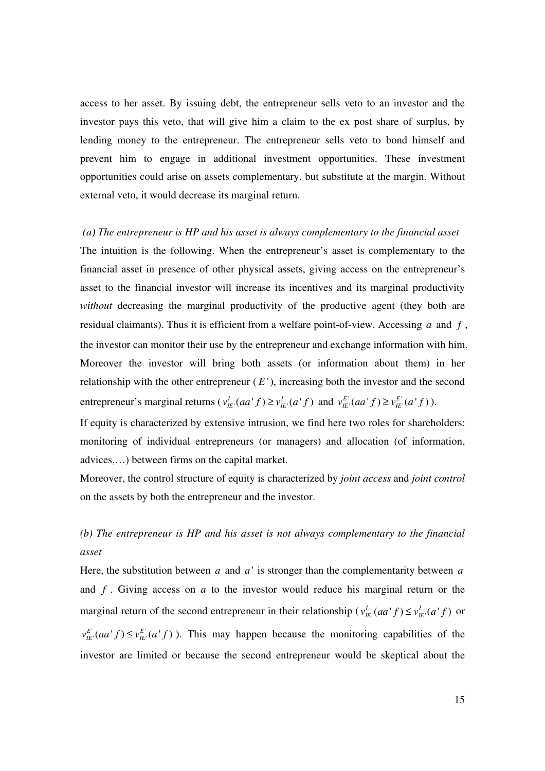access to her asset. By issuing debt, the entrepreneur sells veto to an investor and the investor pays this veto, that will give him a claim to the ex post share of surplus, by lending money to the entrepreneur. The entrepreneur sells veto to bond himself and prevent him to engage in additional investment opportunities. These investment opportunities could arise on assets complementary, but substitute at the margin. Without external veto, it would decrease its marginal return.

*(a) The entrepreneur is HP and his asset is always complementary to the financial asset*

The intuition is the following. When the entrepreneur's asset is complementary to the financial asset in presence of other physical assets, giving access on the entrepreneur's asset to the financial investor will increase its incentives and its marginal productivity *without* decreasing the marginal productivity of the productive agent (they both are residual claimants). Thus it is efficient from a welfare point-of-view. Accessing $a$ and $f$, the investor can monitor their use by the entrepreneur and exchange information with him. Moreover the investor will bring both assets (or information about them) in her relationship with the other entrepreneur ($E'$), increasing both the investor and the second entrepreneur's marginal returns ($v^{I}_{IE'}(aa'f) \geq v^{I}_{IE'}(a'f)$ and $v^{E'}_{IE'}(aa'f) \geq v^{E'}_{IE'}(a'f)$).

If equity is characterized by extensive intrusion, we find here two roles for shareholders: monitoring of individual entrepreneurs (or managers) and allocation (of information, advices,…) between firms on the capital market.

Moreover, the control structure of equity is characterized by *joint access* and *joint control* on the assets by both the entrepreneur and the investor.

*(b) The entrepreneur is HP and his asset is not always complementary to the financial asset*

Here, the substitution between $a$ and $a'$ is stronger than the complementarity between $a$ and $f$. Giving access on $a$ to the investor would reduce his marginal return or the marginal return of the second entrepreneur in their relationship ($v^{I}_{IE'}(aa'f) \leq v^{I}_{IE'}(a'f)$ or $v^{E'}_{IE'}(aa'f) \leq v^{E'}_{IE'}(a'f)$). This may happen because the monitoring capabilities of the investor are limited or because the second entrepreneur would be skeptical about the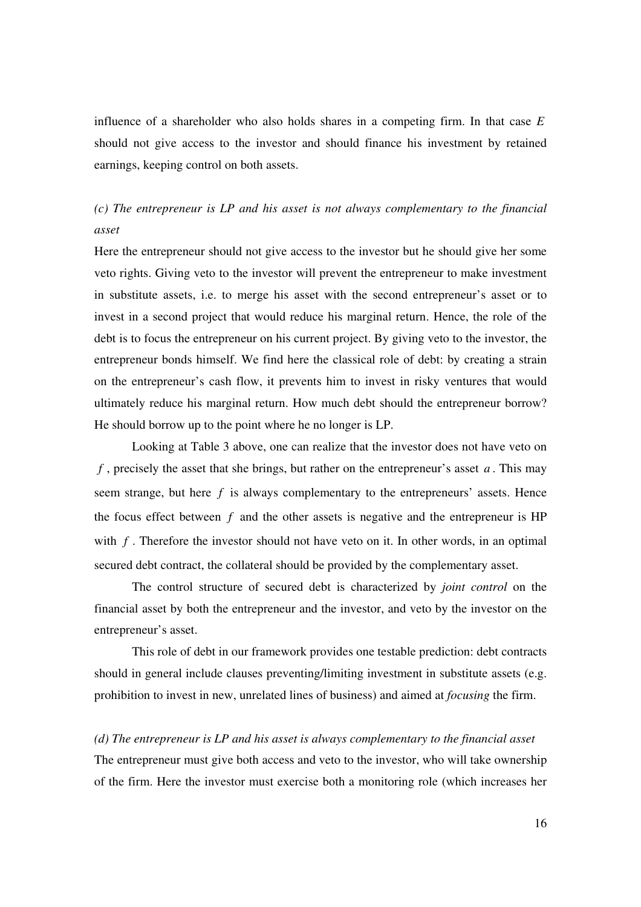influence of a shareholder who also holds shares in a competing firm. In that case $E$ should not give access to the investor and should finance his investment by retained earnings, keeping control on both assets.

*(c) The entrepreneur is LP and his asset is not always complementary to the financial asset*

Here the entrepreneur should not give access to the investor but he should give her some veto rights. Giving veto to the investor will prevent the entrepreneur to make investment in substitute assets, i.e. to merge his asset with the second entrepreneur's asset or to invest in a second project that would reduce his marginal return. Hence, the role of the debt is to focus the entrepreneur on his current project. By giving veto to the investor, the entrepreneur bonds himself. We find here the classical role of debt: by creating a strain on the entrepreneur's cash flow, it prevents him to invest in risky ventures that would ultimately reduce his marginal return. How much debt should the entrepreneur borrow? He should borrow up to the point where he no longer is LP.

Looking at Table 3 above, one can realize that the investor does not have veto on $f$, precisely the asset that she brings, but rather on the entrepreneur's asset $a$. This may seem strange, but here $f$ is always complementary to the entrepreneurs' assets. Hence the focus effect between $f$ and the other assets is negative and the entrepreneur is HP with $f$. Therefore the investor should not have veto on it. In other words, in an optimal secured debt contract, the collateral should be provided by the complementary asset.

The control structure of secured debt is characterized by *joint control* on the financial asset by both the entrepreneur and the investor, and veto by the investor on the entrepreneur's asset.

This role of debt in our framework provides one testable prediction: debt contracts should in general include clauses preventing/limiting investment in substitute assets (e.g. prohibition to invest in new, unrelated lines of business) and aimed at *focusing* the firm.

*(d) The entrepreneur is LP and his asset is always complementary to the financial asset*

The entrepreneur must give both access and veto to the investor, who will take ownership of the firm. Here the investor must exercise both a monitoring role (which increases her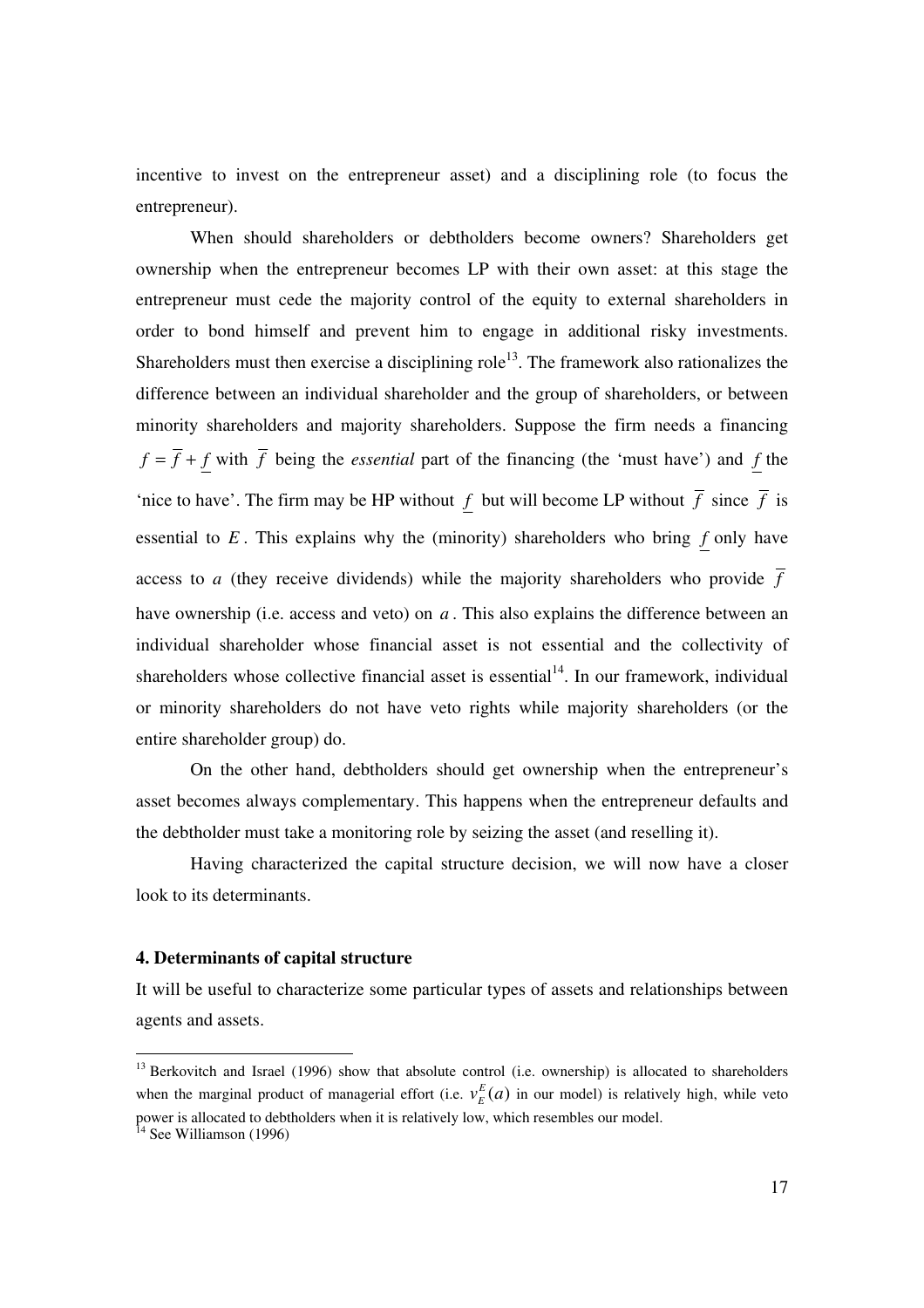incentive to invest on the entrepreneur asset) and a disciplining role (to focus the entrepreneur).

When should shareholders or debtholders become owners? Shareholders get ownership when the entrepreneur becomes LP with their own asset: at this stage the entrepreneur must cede the majority control of the equity to external shareholders in order to bond himself and prevent him to engage in additional risky investments. Shareholders must then exercise a disciplining role[13]. The framework also rationalizes the difference between an individual shareholder and the group of shareholders, or between minority shareholders and majority shareholders. Suppose the firm needs a financing $f = \overline{f} + \underline{f}$ with $\overline{f}$ being the *essential* part of the financing (the 'must have') and $\underline{f}$ the 'nice to have'. The firm may be HP without $\underline{f}$ but will become LP without $\overline{f}$ since $\overline{f}$ is essential to $E$. This explains why the (minority) shareholders who bring $\underline{f}$ only have access to $a$ (they receive dividends) while the majority shareholders who provide $\overline{f}$ have ownership (i.e. access and veto) on $a$. This also explains the difference between an individual shareholder whose financial asset is not essential and the collectivity of shareholders whose collective financial asset is essential[14]. In our framework, individual or minority shareholders do not have veto rights while majority shareholders (or the entire shareholder group) do.

On the other hand, debtholders should get ownership when the entrepreneur's asset becomes always complementary. This happens when the entrepreneur defaults and the debtholder must take a monitoring role by seizing the asset (and reselling it).

Having characterized the capital structure decision, we will now have a closer look to its determinants.

## 4. Determinants of capital structure

It will be useful to characterize some particular types of assets and relationships between agents and assets.

---

[13] Berkovitch and Israel (1996) show that absolute control (i.e. ownership) is allocated to shareholders when the marginal product of managerial effort (i.e. $v_E^E(a)$ in our model) is relatively high, while veto power is allocated to debtholders when it is relatively low, which resembles our model.

[14] See Williamson (1996)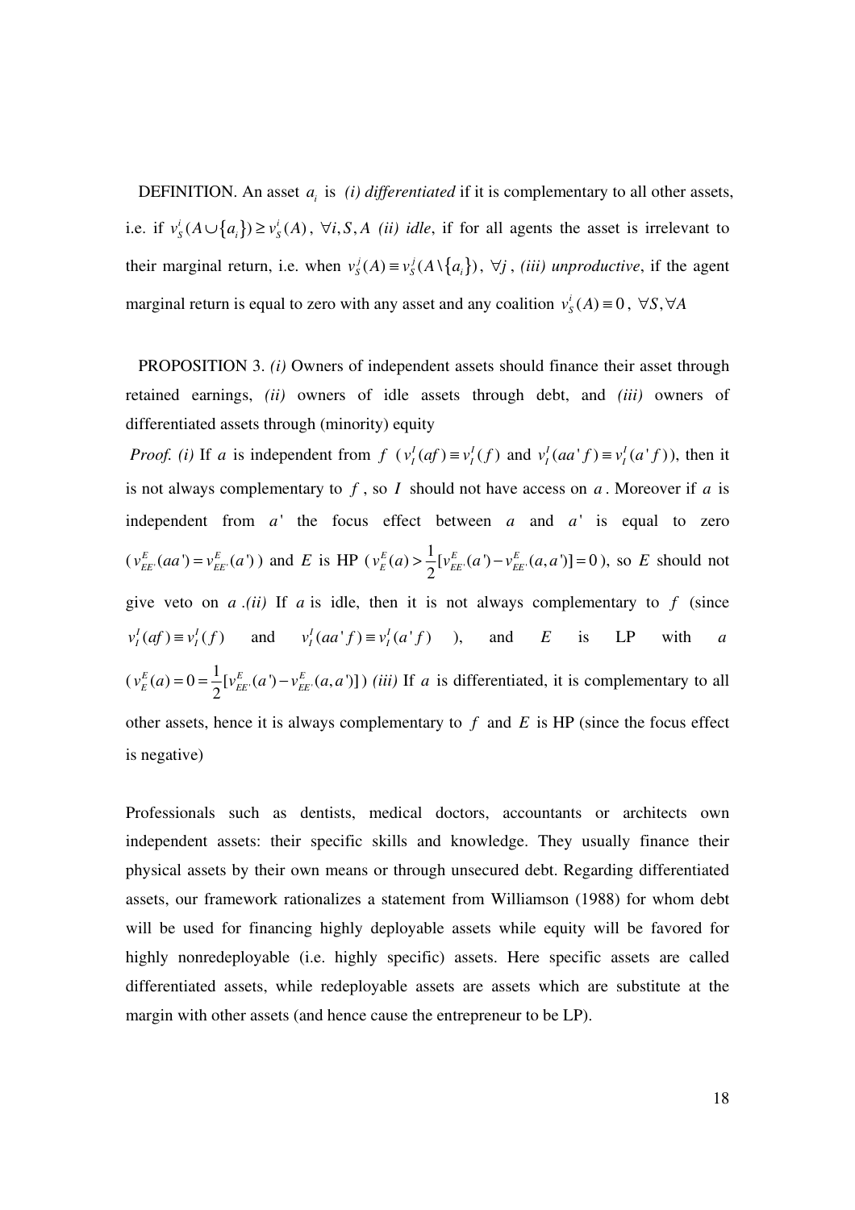DEFINITION. An asset $a_i$ is *(i) differentiated* if it is complementary to all other assets, i.e. if $v_S^i(A \cup \{a_i\}) \geq v_S^i(A)$, $\forall i, S, A$ *(ii) idle*, if for all agents the asset is irrelevant to their marginal return, i.e. when $v_S^j(A) \equiv v_S^j(A \setminus \{a_i\})$, $\forall j$, *(iii) unproductive*, if the agent marginal return is equal to zero with any asset and any coalition $v_S^i(A) \equiv 0$, $\forall S, \forall A$

PROPOSITION 3. *(i)* Owners of independent assets should finance their asset through retained earnings, *(ii)* owners of idle assets through debt, and *(iii)* owners of differentiated assets through (minority) equity

*Proof. (i)* If $a$ is independent from $f$ ($v_I^I(af) \equiv v_I^I(f)$ and $v_I^I(aa'f) \equiv v_I^I(a'f)$), then it is not always complementary to $f$, so $I$ should not have access on $a$. Moreover if $a$ is independent from $a'$ the focus effect between $a$ and $a'$ is equal to zero ($v_{EE'}^E(aa') = v_{EE'}^E(a')$) and $E$ is HP ($v_E^E(a) > \frac{1}{2}[v_{EE'}^E(a') - v_{EE'}^E(a,a')] = 0$), so $E$ should not give veto on $a$ .*(ii)* If $a$ is idle, then it is not always complementary to $f$ (since $v_I^I(af) \equiv v_I^I(f)$ and $v_I^I(aa'f) \equiv v_I^I(a'f)$ ), and $E$ is LP with $a$ ($v_E^E(a) = 0 = \frac{1}{2}[v_{EE'}^E(a') - v_{EE'}^E(a,a')]$) *(iii)* If $a$ is differentiated, it is complementary to all other assets, hence it is always complementary to $f$ and $E$ is HP (since the focus effect is negative)

Professionals such as dentists, medical doctors, accountants or architects own independent assets: their specific skills and knowledge. They usually finance their physical assets by their own means or through unsecured debt. Regarding differentiated assets, our framework rationalizes a statement from Williamson (1988) for whom debt will be used for financing highly deployable assets while equity will be favored for highly nonredeployable (i.e. highly specific) assets. Here specific assets are called differentiated assets, while redeployable assets are assets which are substitute at the margin with other assets (and hence cause the entrepreneur to be LP).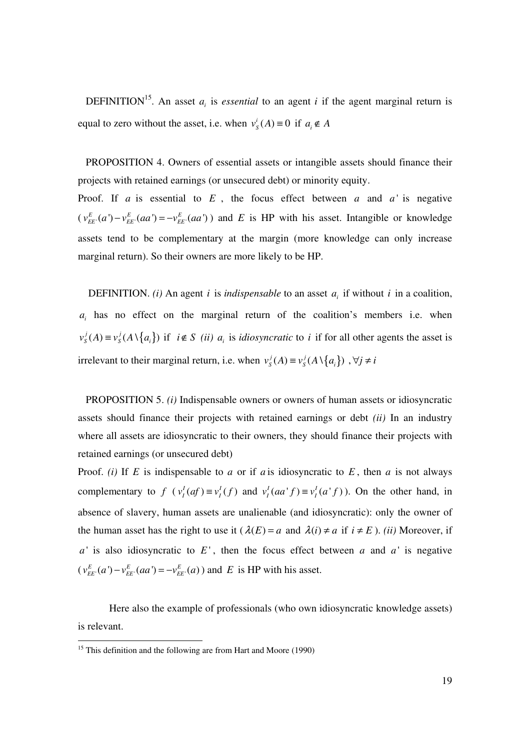DEFINITION[15]. An asset $a_i$ is *essential* to an agent $i$ if the agent marginal return is equal to zero without the asset, i.e. when $v_S^i(A) \equiv 0$ if $a_i \notin A$

PROPOSITION 4. Owners of essential assets or intangible assets should finance their projects with retained earnings (or unsecured debt) or minority equity.

Proof. If $a$ is essential to $E$, the focus effect between $a$ and $a'$ is negative ($v_{EE'}^E(a') - v_{EE'}^E(aa') = -v_{EE'}^E(aa')$) and $E$ is HP with his asset. Intangible or knowledge assets tend to be complementary at the margin (more knowledge can only increase marginal return). So their owners are more likely to be HP.

DEFINITION. *(i)* An agent $i$ is *indispensable* to an asset $a_i$ if without $i$ in a coalition, $a_i$ has no effect on the marginal return of the coalition's members i.e. when $v_S^j(A) \equiv v_S^j(A \setminus \{a_i\})$ if $i \notin S$ *(ii)* $a_i$ is *idiosyncratic* to $i$ if for all other agents the asset is irrelevant to their marginal return, i.e. when $v_S^j(A) \equiv v_S^j(A \setminus \{a_i\})$ , $\forall j \neq i$

PROPOSITION 5. *(i)* Indispensable owners or owners of human assets or idiosyncratic assets should finance their projects with retained earnings or debt *(ii)* In an industry where all assets are idiosyncratic to their owners, they should finance their projects with retained earnings (or unsecured debt)

Proof. *(i)* If $E$ is indispensable to $a$ or if $a$ is idiosyncratic to $E$, then $a$ is not always complementary to $f$ ($v_I^I(af) \equiv v_I^I(f)$ and $v_I^I(aa'f) \equiv v_I^I(a'f)$). On the other hand, in absence of slavery, human assets are unalienable (and idiosyncratic): only the owner of the human asset has the right to use it ($\lambda(E) = a$ and $\lambda(i) \neq a$ if $i \neq E$). *(ii)* Moreover, if $a'$ is also idiosyncratic to $E'$, then the focus effect between $a$ and $a'$ is negative ($v_{EE'}^E(a') - v_{EE'}^E(aa') = -v_{EE'}^E(a)$) and $E$ is HP with his asset.

Here also the example of professionals (who own idiosyncratic knowledge assets) is relevant.

[15] This definition and the following are from Hart and Moore (1990)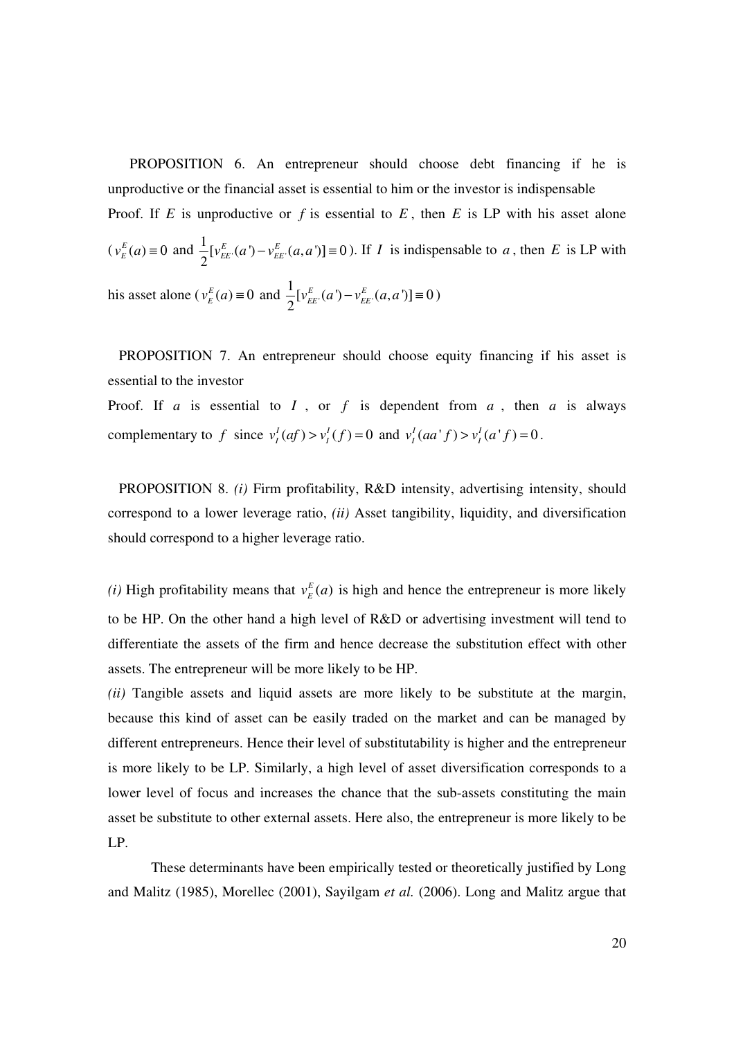PROPOSITION 6. An entrepreneur should choose debt financing if he is unproductive or the financial asset is essential to him or the investor is indispensable

Proof. If $E$ is unproductive or $f$ is essential to $E$, then $E$ is LP with his asset alone ($v_E^E(a) \equiv 0$ and $\frac{1}{2}[v_{EE'}^E(a') - v_{EE'}^E(a,a')] \equiv 0$). If $I$ is indispensable to $a$, then $E$ is LP with his asset alone ($v_E^E(a) \equiv 0$ and $\frac{1}{2}[v_{EE'}^E(a') - v_{EE'}^E(a,a')] \equiv 0$)

PROPOSITION 7. An entrepreneur should choose equity financing if his asset is essential to the investor

Proof. If $a$ is essential to $I$, or $f$ is dependent from $a$, then $a$ is always complementary to $f$ since $v_I^I(af) > v_I^I(f) = 0$ and $v_I^I(aa'f) > v_I^I(a'f) = 0$.

PROPOSITION 8. *(i)* Firm profitability, R&D intensity, advertising intensity, should correspond to a lower leverage ratio, *(ii)* Asset tangibility, liquidity, and diversification should correspond to a higher leverage ratio.

*(i)* High profitability means that $v_E^E(a)$ is high and hence the entrepreneur is more likely to be HP. On the other hand a high level of R&D or advertising investment will tend to differentiate the assets of the firm and hence decrease the substitution effect with other assets. The entrepreneur will be more likely to be HP.

*(ii)* Tangible assets and liquid assets are more likely to be substitute at the margin, because this kind of asset can be easily traded on the market and can be managed by different entrepreneurs. Hence their level of substitutability is higher and the entrepreneur is more likely to be LP. Similarly, a high level of asset diversification corresponds to a lower level of focus and increases the chance that the sub-assets constituting the main asset be substitute to other external assets. Here also, the entrepreneur is more likely to be LP.

These determinants have been empirically tested or theoretically justified by Long and Malitz (1985), Morellec (2001), Sayilgam *et al.* (2006). Long and Malitz argue that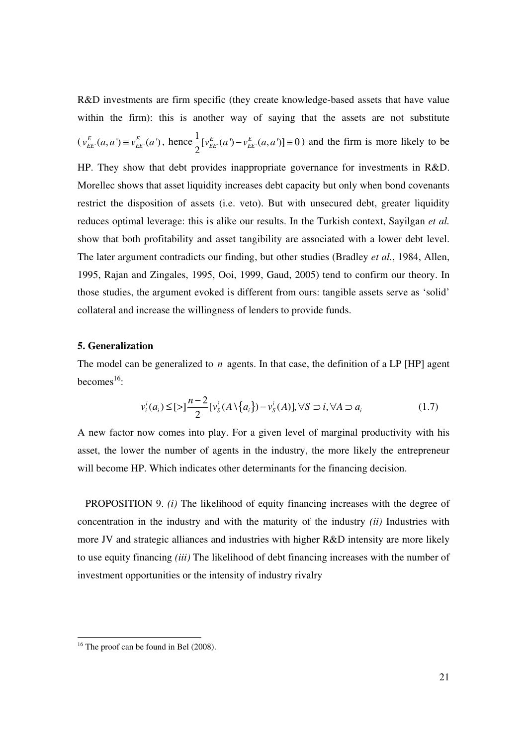R&D investments are firm specific (they create knowledge-based assets that have value within the firm): this is another way of saying that the assets are not substitute ($v^E_{EE'}(a,a') \equiv v^E_{EE'}(a')$, hence $\frac{1}{2}[v^E_{EE'}(a') - v^E_{EE'}(a,a')] \equiv 0$) and the firm is more likely to be HP. They show that debt provides inappropriate governance for investments in R&D. Morellec shows that asset liquidity increases debt capacity but only when bond covenants restrict the disposition of assets (i.e. veto). But with unsecured debt, greater liquidity reduces optimal leverage: this is alike our results. In the Turkish context, Sayilgan *et al.* show that both profitability and asset tangibility are associated with a lower debt level. The later argument contradicts our finding, but other studies (Bradley *et al.*, 1984, Allen, 1995, Rajan and Zingales, 1995, Ooi, 1999, Gaud, 2005) tend to confirm our theory. In those studies, the argument evoked is different from ours: tangible assets serve as 'solid' collateral and increase the willingness of lenders to provide funds.

### 5. Generalization

The model can be generalized to $n$ agents. In that case, the definition of a LP [HP] agent becomes[16]:

$$v^i_i(a_i) \leq [>] \frac{n-2}{2}[v^i_S(A \setminus \{a_i\}) - v^i_S(A)], \forall S \supset i, \forall A \supset a_i \tag{1.7}$$

A new factor now comes into play. For a given level of marginal productivity with his asset, the lower the number of agents in the industry, the more likely the entrepreneur will become HP. Which indicates other determinants for the financing decision.

PROPOSITION 9. *(i)* The likelihood of equity financing increases with the degree of concentration in the industry and with the maturity of the industry *(ii)* Industries with more JV and strategic alliances and industries with higher R&D intensity are more likely to use equity financing *(iii)* The likelihood of debt financing increases with the number of investment opportunities or the intensity of industry rivalry

---

[16] The proof can be found in Bel (2008).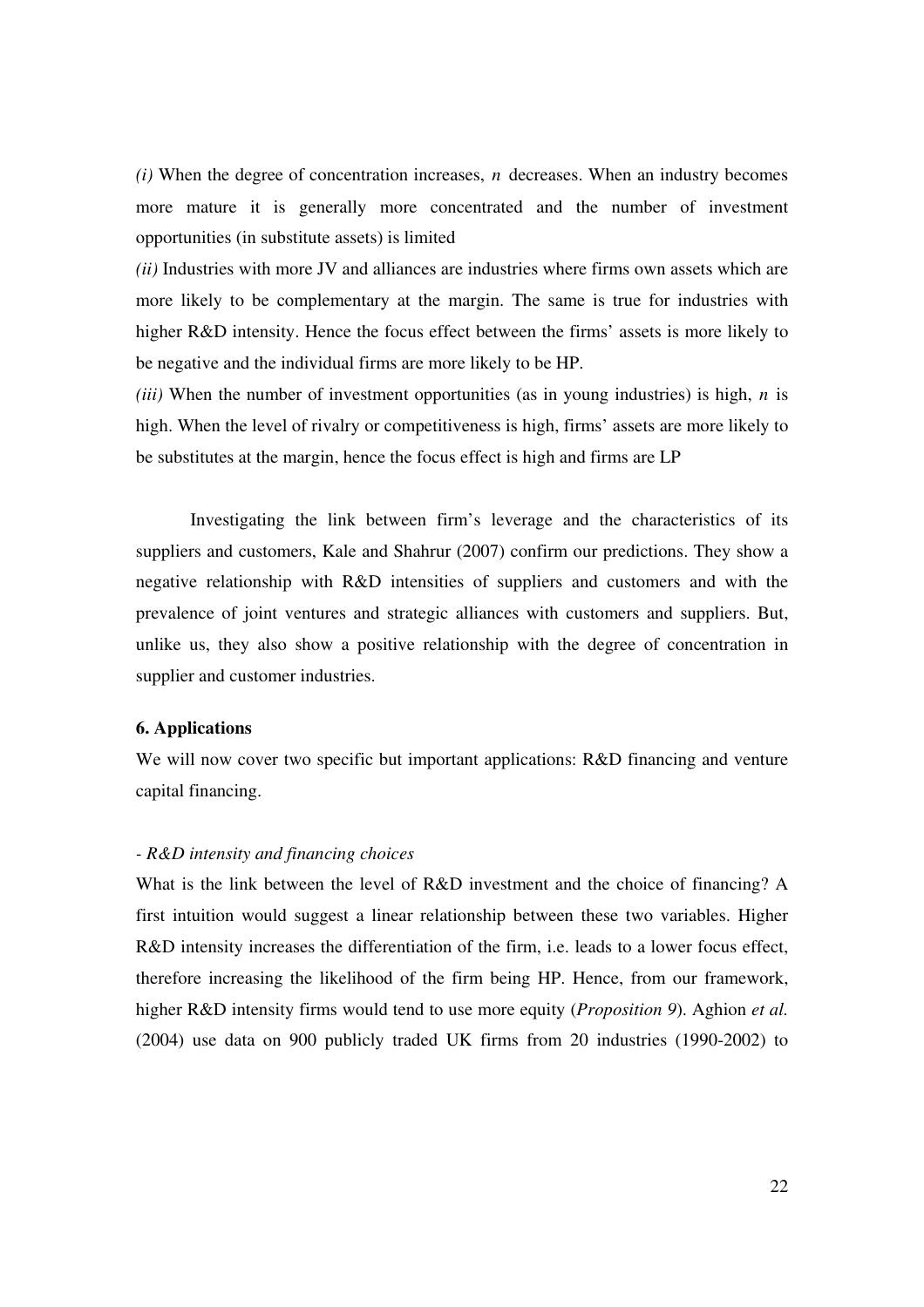*(i)* When the degree of concentration increases, $n$ decreases. When an industry becomes more mature it is generally more concentrated and the number of investment opportunities (in substitute assets) is limited

*(ii)* Industries with more JV and alliances are industries where firms own assets which are more likely to be complementary at the margin. The same is true for industries with higher R&D intensity. Hence the focus effect between the firms' assets is more likely to be negative and the individual firms are more likely to be HP.

*(iii)* When the number of investment opportunities (as in young industries) is high, $n$ is high. When the level of rivalry or competitiveness is high, firms' assets are more likely to be substitutes at the margin, hence the focus effect is high and firms are LP

Investigating the link between firm's leverage and the characteristics of its suppliers and customers, Kale and Shahrur (2007) confirm our predictions. They show a negative relationship with R&D intensities of suppliers and customers and with the prevalence of joint ventures and strategic alliances with customers and suppliers. But, unlike us, they also show a positive relationship with the degree of concentration in supplier and customer industries.

### 6. Applications

We will now cover two specific but important applications: R&D financing and venture capital financing.

*- R&D intensity and financing choices*

What is the link between the level of R&D investment and the choice of financing? A first intuition would suggest a linear relationship between these two variables. Higher R&D intensity increases the differentiation of the firm, i.e. leads to a lower focus effect, therefore increasing the likelihood of the firm being HP. Hence, from our framework, higher R&D intensity firms would tend to use more equity (*Proposition 9*). Aghion *et al.* (2004) use data on 900 publicly traded UK firms from 20 industries (1990-2002) to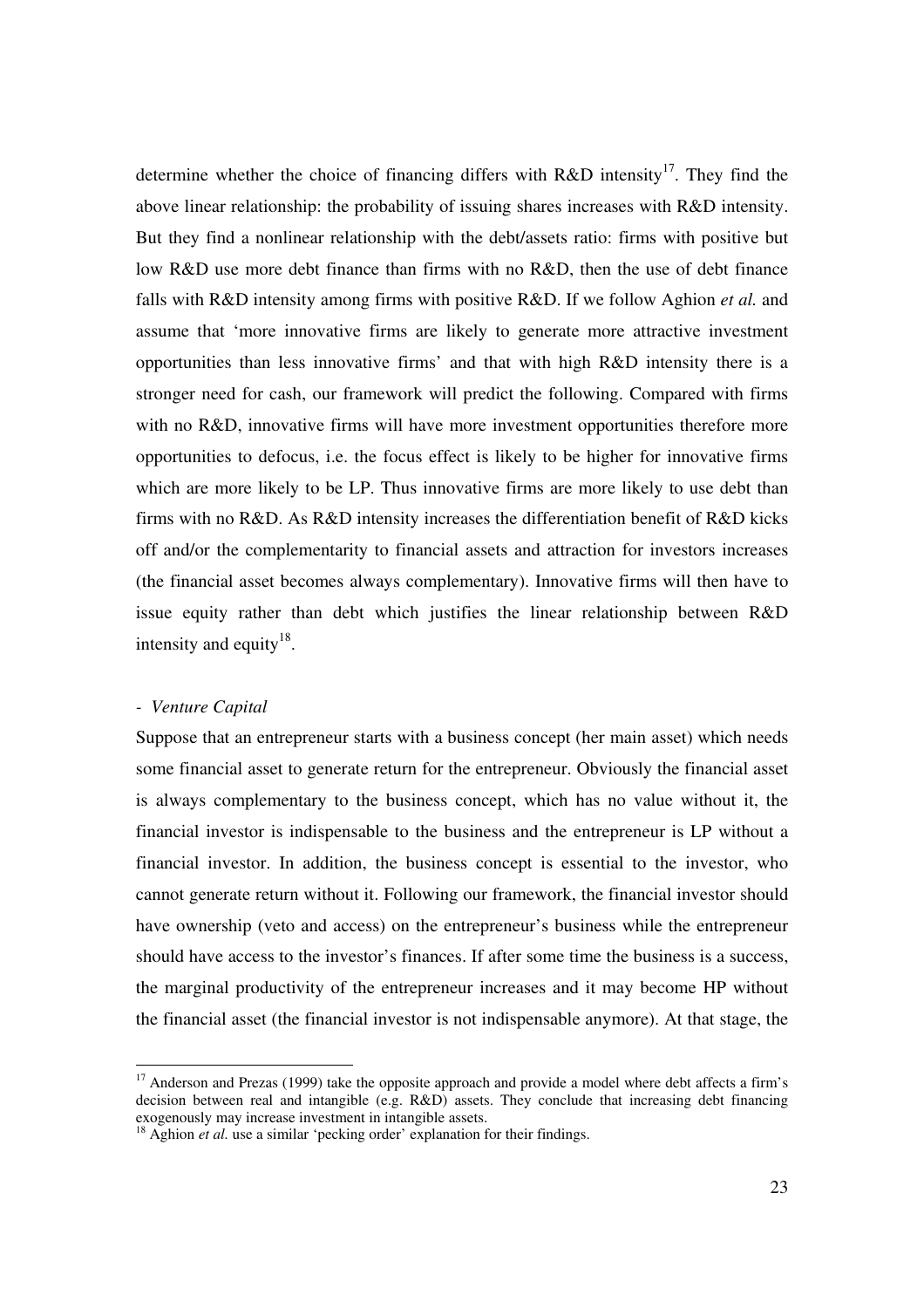determine whether the choice of financing differs with R&D intensity[17]. They find the above linear relationship: the probability of issuing shares increases with R&D intensity. But they find a nonlinear relationship with the debt/assets ratio: firms with positive but low R&D use more debt finance than firms with no R&D, then the use of debt finance falls with R&D intensity among firms with positive R&D. If we follow Aghion *et al.* and assume that 'more innovative firms are likely to generate more attractive investment opportunities than less innovative firms' and that with high R&D intensity there is a stronger need for cash, our framework will predict the following. Compared with firms with no R&D, innovative firms will have more investment opportunities therefore more opportunities to defocus, i.e. the focus effect is likely to be higher for innovative firms which are more likely to be LP. Thus innovative firms are more likely to use debt than firms with no R&D. As R&D intensity increases the differentiation benefit of R&D kicks off and/or the complementarity to financial assets and attraction for investors increases (the financial asset becomes always complementary). Innovative firms will then have to issue equity rather than debt which justifies the linear relationship between R&D intensity and equity[18].

- *Venture Capital*

Suppose that an entrepreneur starts with a business concept (her main asset) which needs some financial asset to generate return for the entrepreneur. Obviously the financial asset is always complementary to the business concept, which has no value without it, the financial investor is indispensable to the business and the entrepreneur is LP without a financial investor. In addition, the business concept is essential to the investor, who cannot generate return without it. Following our framework, the financial investor should have ownership (veto and access) on the entrepreneur's business while the entrepreneur should have access to the investor's finances. If after some time the business is a success, the marginal productivity of the entrepreneur increases and it may become HP without the financial asset (the financial investor is not indispensable anymore). At that stage, the

[17] Anderson and Prezas (1999) take the opposite approach and provide a model where debt affects a firm's decision between real and intangible (e.g. R&D) assets. They conclude that increasing debt financing exogenously may increase investment in intangible assets.

[18] Aghion *et al.* use a similar 'pecking order' explanation for their findings.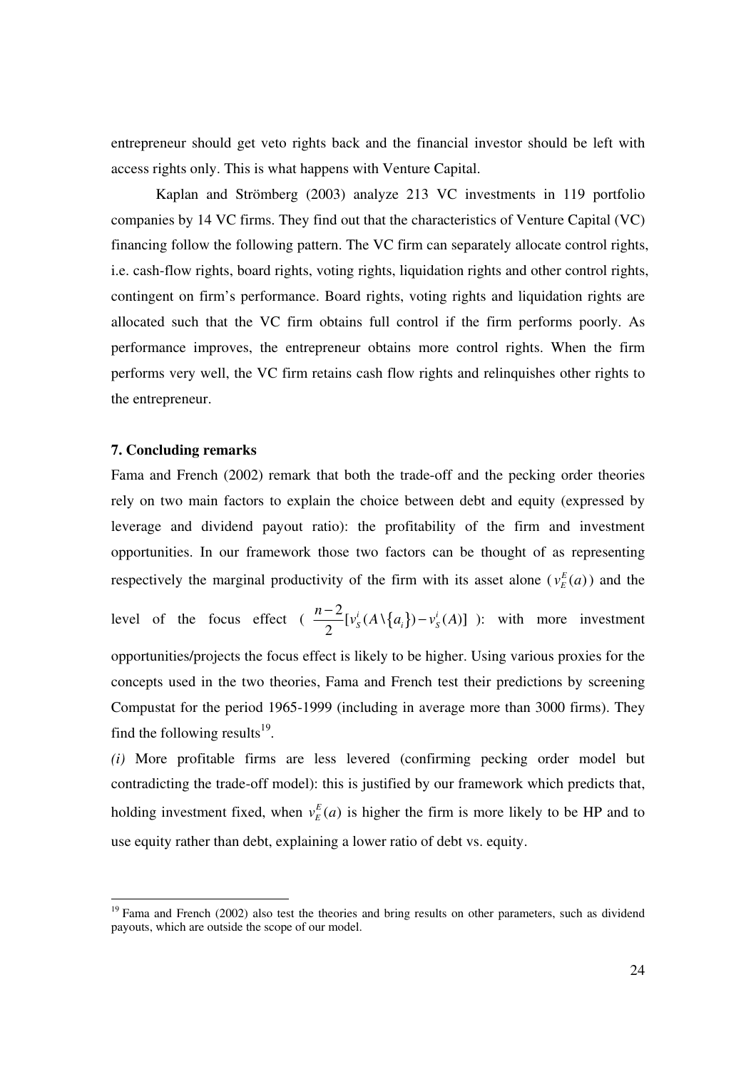entrepreneur should get veto rights back and the financial investor should be left with access rights only. This is what happens with Venture Capital.

Kaplan and Strömberg (2003) analyze 213 VC investments in 119 portfolio companies by 14 VC firms. They find out that the characteristics of Venture Capital (VC) financing follow the following pattern. The VC firm can separately allocate control rights, i.e. cash-flow rights, board rights, voting rights, liquidation rights and other control rights, contingent on firm's performance. Board rights, voting rights and liquidation rights are allocated such that the VC firm obtains full control if the firm performs poorly. As performance improves, the entrepreneur obtains more control rights. When the firm performs very well, the VC firm retains cash flow rights and relinquishes other rights to the entrepreneur.

### 7. Concluding remarks

Fama and French (2002) remark that both the trade-off and the pecking order theories rely on two main factors to explain the choice between debt and equity (expressed by leverage and dividend payout ratio): the profitability of the firm and investment opportunities. In our framework those two factors can be thought of as representing respectively the marginal productivity of the firm with its asset alone ($v_E^E(a)$) and the level of the focus effect ( $\frac{n-2}{2}[v_S^i(A \setminus \{a_i\}) - v_S^i(A)]$ ): with more investment opportunities/projects the focus effect is likely to be higher. Using various proxies for the concepts used in the two theories, Fama and French test their predictions by screening Compustat for the period 1965-1999 (including in average more than 3000 firms). They find the following results[19].

*(i)* More profitable firms are less levered (confirming pecking order model but contradicting the trade-off model): this is justified by our framework which predicts that, holding investment fixed, when $v_E^E(a)$ is higher the firm is more likely to be HP and to use equity rather than debt, explaining a lower ratio of debt vs. equity.

[19] Fama and French (2002) also test the theories and bring results on other parameters, such as dividend payouts, which are outside the scope of our model.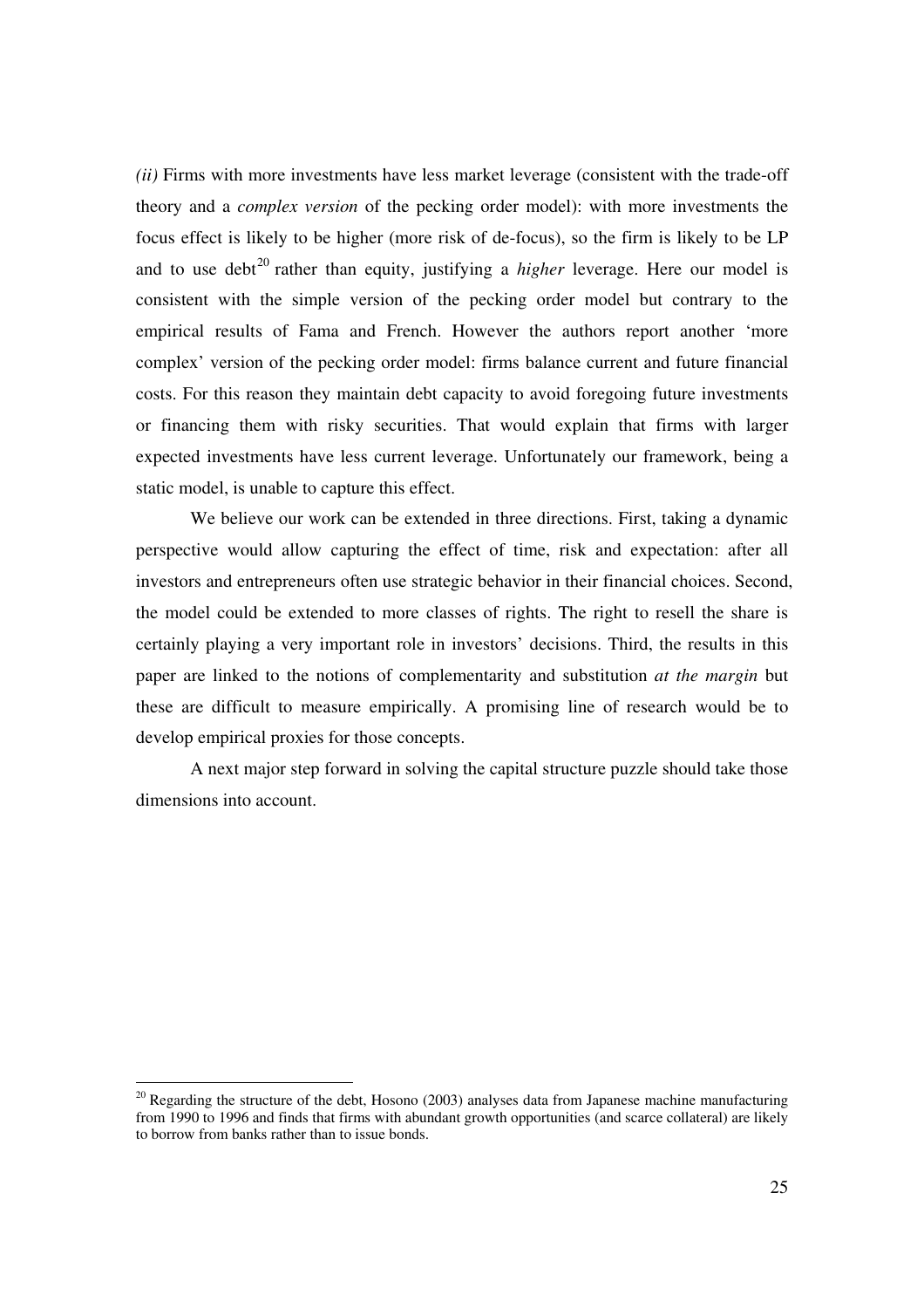*(ii)* Firms with more investments have less market leverage (consistent with the trade-off theory and a *complex version* of the pecking order model): with more investments the focus effect is likely to be higher (more risk of de-focus), so the firm is likely to be LP and to use debt[20] rather than equity, justifying a *higher* leverage. Here our model is consistent with the simple version of the pecking order model but contrary to the empirical results of Fama and French. However the authors report another 'more complex' version of the pecking order model: firms balance current and future financial costs. For this reason they maintain debt capacity to avoid foregoing future investments or financing them with risky securities. That would explain that firms with larger expected investments have less current leverage. Unfortunately our framework, being a static model, is unable to capture this effect.

We believe our work can be extended in three directions. First, taking a dynamic perspective would allow capturing the effect of time, risk and expectation: after all investors and entrepreneurs often use strategic behavior in their financial choices. Second, the model could be extended to more classes of rights. The right to resell the share is certainly playing a very important role in investors' decisions. Third, the results in this paper are linked to the notions of complementarity and substitution *at the margin* but these are difficult to measure empirically. A promising line of research would be to develop empirical proxies for those concepts.

A next major step forward in solving the capital structure puzzle should take those dimensions into account.

[20] Regarding the structure of the debt, Hosono (2003) analyses data from Japanese machine manufacturing from 1990 to 1996 and finds that firms with abundant growth opportunities (and scarce collateral) are likely to borrow from banks rather than to issue bonds.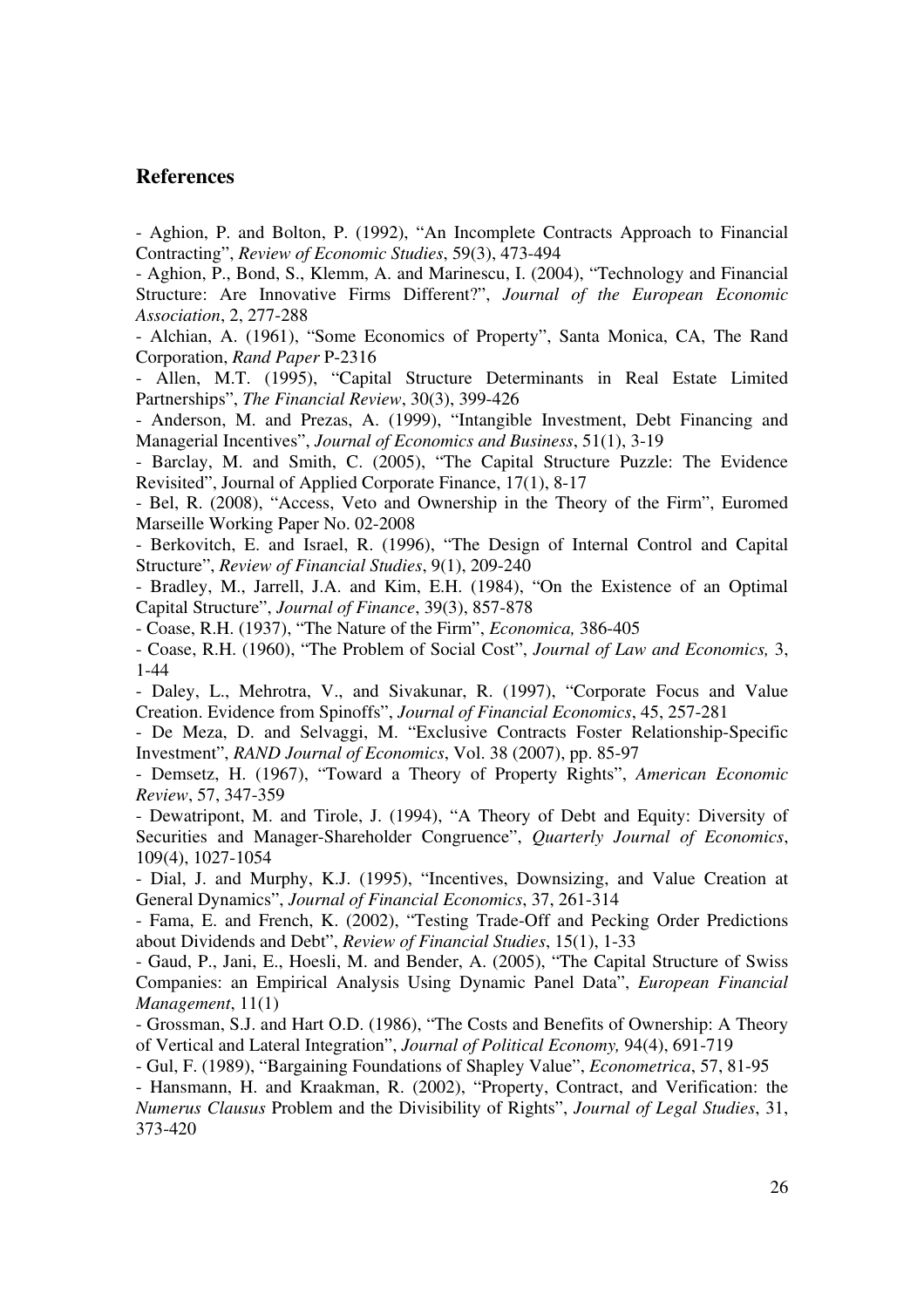## References

- Aghion, P. and Bolton, P. (1992), "An Incomplete Contracts Approach to Financial Contracting", *Review of Economic Studies*, 59(3), 473-494
- Aghion, P., Bond, S., Klemm, A. and Marinescu, I. (2004), "Technology and Financial Structure: Are Innovative Firms Different?", *Journal of the European Economic Association*, 2, 277-288
- Alchian, A. (1961), "Some Economics of Property", Santa Monica, CA, The Rand Corporation, *Rand Paper* P-2316
- Allen, M.T. (1995), "Capital Structure Determinants in Real Estate Limited Partnerships", *The Financial Review*, 30(3), 399-426
- Anderson, M. and Prezas, A. (1999), "Intangible Investment, Debt Financing and Managerial Incentives", *Journal of Economics and Business*, 51(1), 3-19
- Barclay, M. and Smith, C. (2005), "The Capital Structure Puzzle: The Evidence Revisited", Journal of Applied Corporate Finance, 17(1), 8-17
- Bel, R. (2008), "Access, Veto and Ownership in the Theory of the Firm", Euromed Marseille Working Paper No. 02-2008
- Berkovitch, E. and Israel, R. (1996), "The Design of Internal Control and Capital Structure", *Review of Financial Studies*, 9(1), 209-240
- Bradley, M., Jarrell, J.A. and Kim, E.H. (1984), "On the Existence of an Optimal Capital Structure", *Journal of Finance*, 39(3), 857-878
- Coase, R.H. (1937), "The Nature of the Firm", *Economica,* 386-405
- Coase, R.H. (1960), "The Problem of Social Cost", *Journal of Law and Economics,* 3, 1-44
- Daley, L., Mehrotra, V., and Sivakunar, R. (1997), "Corporate Focus and Value Creation. Evidence from Spinoffs", *Journal of Financial Economics*, 45, 257-281
- De Meza, D. and Selvaggi, M. "Exclusive Contracts Foster Relationship-Specific Investment", *RAND Journal of Economics*, Vol. 38 (2007), pp. 85-97
- Demsetz, H. (1967), "Toward a Theory of Property Rights", *American Economic Review*, 57, 347-359
- Dewatripont, M. and Tirole, J. (1994), "A Theory of Debt and Equity: Diversity of Securities and Manager-Shareholder Congruence", *Quarterly Journal of Economics*, 109(4), 1027-1054
- Dial, J. and Murphy, K.J. (1995), "Incentives, Downsizing, and Value Creation at General Dynamics", *Journal of Financial Economics*, 37, 261-314
- Fama, E. and French, K. (2002), "Testing Trade-Off and Pecking Order Predictions about Dividends and Debt", *Review of Financial Studies*, 15(1), 1-33
- Gaud, P., Jani, E., Hoesli, M. and Bender, A. (2005), "The Capital Structure of Swiss Companies: an Empirical Analysis Using Dynamic Panel Data", *European Financial Management*, 11(1)
- Grossman, S.J. and Hart O.D. (1986), "The Costs and Benefits of Ownership: A Theory of Vertical and Lateral Integration", *Journal of Political Economy,* 94(4), 691-719
- Gul, F. (1989), "Bargaining Foundations of Shapley Value", *Econometrica*, 57, 81-95
- Hansmann, H. and Kraakman, R. (2002), "Property, Contract, and Verification: the *Numerus Clausus* Problem and the Divisibility of Rights", *Journal of Legal Studies*, 31, 373-420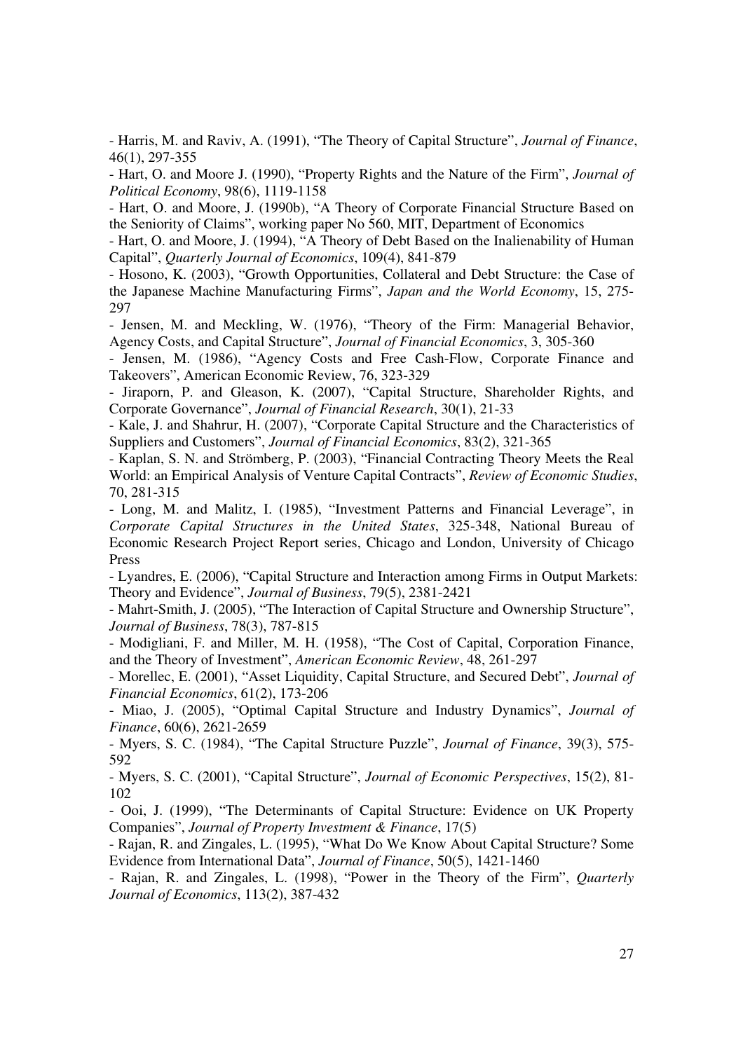- Harris, M. and Raviv, A. (1991), "The Theory of Capital Structure", *Journal of Finance*, 46(1), 297-355

- Hart, O. and Moore J. (1990), "Property Rights and the Nature of the Firm", *Journal of Political Economy*, 98(6), 1119-1158

- Hart, O. and Moore, J. (1990b), "A Theory of Corporate Financial Structure Based on the Seniority of Claims", working paper No 560, MIT, Department of Economics

- Hart, O. and Moore, J. (1994), "A Theory of Debt Based on the Inalienability of Human Capital", *Quarterly Journal of Economics*, 109(4), 841-879

- Hosono, K. (2003), "Growth Opportunities, Collateral and Debt Structure: the Case of the Japanese Machine Manufacturing Firms", *Japan and the World Economy*, 15, 275-297

- Jensen, M. and Meckling, W. (1976), "Theory of the Firm: Managerial Behavior, Agency Costs, and Capital Structure", *Journal of Financial Economics*, 3, 305-360

- Jensen, M. (1986), "Agency Costs and Free Cash-Flow, Corporate Finance and Takeovers", American Economic Review, 76, 323-329

- Jiraporn, P. and Gleason, K. (2007), "Capital Structure, Shareholder Rights, and Corporate Governance", *Journal of Financial Research*, 30(1), 21-33

- Kale, J. and Shahrur, H. (2007), "Corporate Capital Structure and the Characteristics of Suppliers and Customers", *Journal of Financial Economics*, 83(2), 321-365

- Kaplan, S. N. and Strömberg, P. (2003), "Financial Contracting Theory Meets the Real World: an Empirical Analysis of Venture Capital Contracts", *Review of Economic Studies*, 70, 281-315

- Long, M. and Malitz, I. (1985), "Investment Patterns and Financial Leverage", in *Corporate Capital Structures in the United States*, 325-348, National Bureau of Economic Research Project Report series, Chicago and London, University of Chicago Press

- Lyandres, E. (2006), "Capital Structure and Interaction among Firms in Output Markets: Theory and Evidence", *Journal of Business*, 79(5), 2381-2421

- Mahrt-Smith, J. (2005), "The Interaction of Capital Structure and Ownership Structure", *Journal of Business*, 78(3), 787-815

- Modigliani, F. and Miller, M. H. (1958), "The Cost of Capital, Corporation Finance, and the Theory of Investment", *American Economic Review*, 48, 261-297

- Morellec, E. (2001), "Asset Liquidity, Capital Structure, and Secured Debt", *Journal of Financial Economics*, 61(2), 173-206

- Miao, J. (2005), "Optimal Capital Structure and Industry Dynamics", *Journal of Finance*, 60(6), 2621-2659

- Myers, S. C. (1984), "The Capital Structure Puzzle", *Journal of Finance*, 39(3), 575-592

- Myers, S. C. (2001), "Capital Structure", *Journal of Economic Perspectives*, 15(2), 81-102

- Ooi, J. (1999), "The Determinants of Capital Structure: Evidence on UK Property Companies", *Journal of Property Investment & Finance*, 17(5)

- Rajan, R. and Zingales, L. (1995), "What Do We Know About Capital Structure? Some Evidence from International Data", *Journal of Finance*, 50(5), 1421-1460

- Rajan, R. and Zingales, L. (1998), "Power in the Theory of the Firm", *Quarterly Journal of Economics*, 113(2), 387-432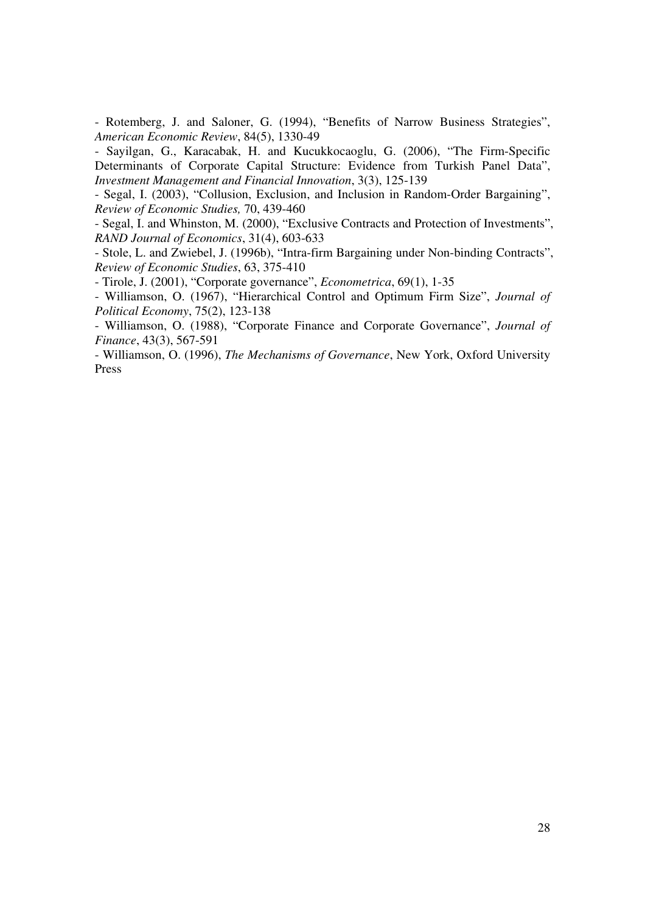- Rotemberg, J. and Saloner, G. (1994), "Benefits of Narrow Business Strategies", *American Economic Review*, 84(5), 1330-49

- Sayilgan, G., Karacabak, H. and Kucukkocaoglu, G. (2006), "The Firm-Specific Determinants of Corporate Capital Structure: Evidence from Turkish Panel Data", *Investment Management and Financial Innovation*, 3(3), 125-139

- Segal, I. (2003), "Collusion, Exclusion, and Inclusion in Random-Order Bargaining", *Review of Economic Studies,* 70, 439-460

- Segal, I. and Whinston, M. (2000), "Exclusive Contracts and Protection of Investments", *RAND Journal of Economics*, 31(4), 603-633

- Stole, L. and Zwiebel, J. (1996b), "Intra-firm Bargaining under Non-binding Contracts", *Review of Economic Studies*, 63, 375-410

- Tirole, J. (2001), "Corporate governance", *Econometrica*, 69(1), 1-35

- Williamson, O. (1967), "Hierarchical Control and Optimum Firm Size", *Journal of Political Economy*, 75(2), 123-138

- Williamson, O. (1988), "Corporate Finance and Corporate Governance", *Journal of Finance*, 43(3), 567-591

- Williamson, O. (1996), *The Mechanisms of Governance*, New York, Oxford University Press